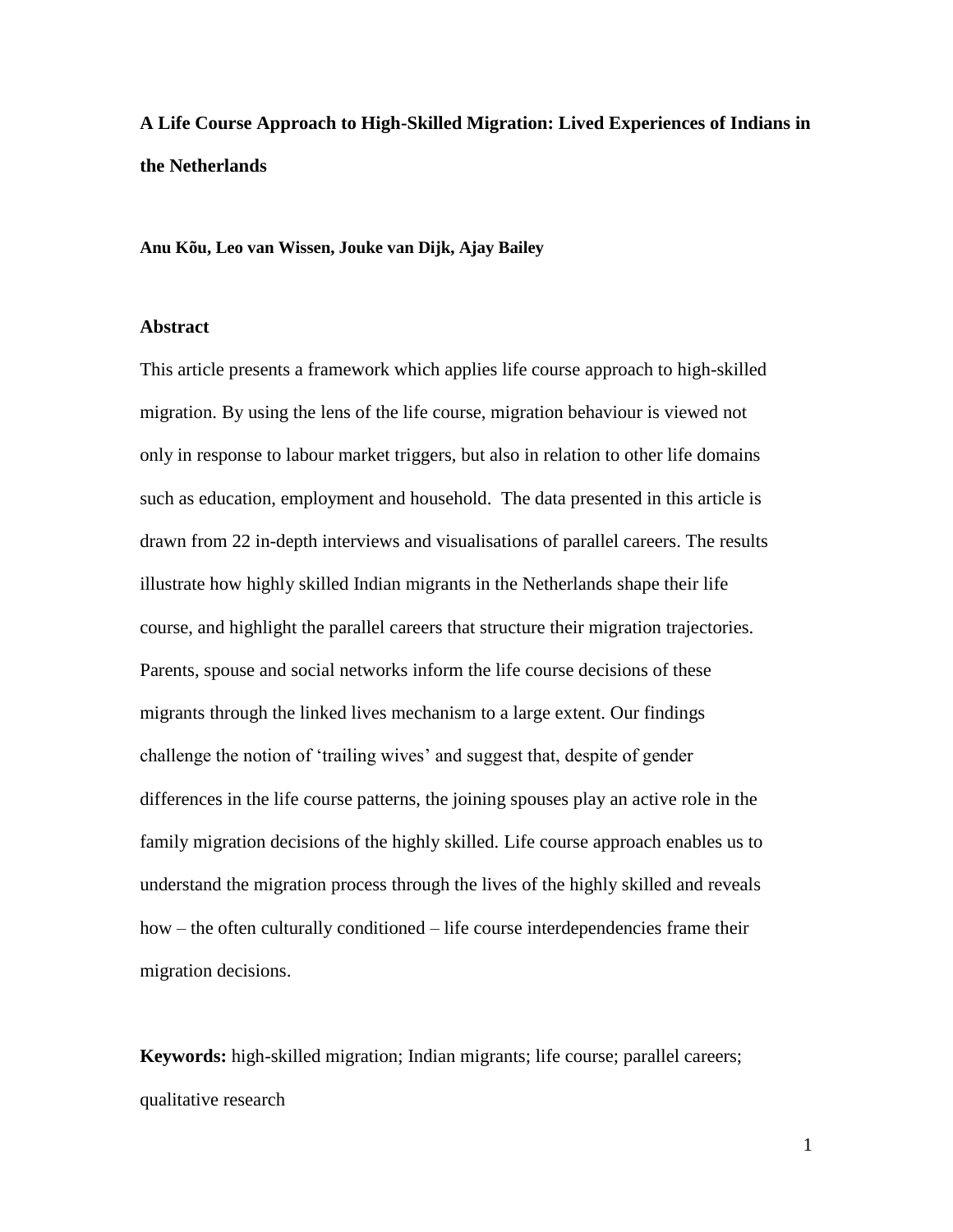# A Life Course Approach to High-Skilled Migration: Lived Experiences of Indians in the Netherlands

**Anu Kõu, Leo van Wissen, Jouke van Dijk, Ajay Bailey**

## Abstract

This article presents a framework which applies life course approach to high-skilled migration. By using the lens of the life course, migration behaviour is viewed not only in response to labour market triggers, but also in relation to other life domains such as education, employment and household. The data presented in this article is drawn from 22 in-depth interviews and visualisations of parallel careers. The results illustrate how highly skilled Indian migrants in the Netherlands shape their life course, and highlight the parallel careers that structure their migration trajectories. Parents, spouse and social networks inform the life course decisions of these migrants through the linked lives mechanism to a large extent. Our findings challenge the notion of 'trailing wives' and suggest that, despite of gender differences in the life course patterns, the joining spouses play an active role in the family migration decisions of the highly skilled. Life course approach enables us to understand the migration process through the lives of the highly skilled and reveals how – the often culturally conditioned – life course interdependencies frame their migration decisions.

**Keywords:** high-skilled migration; Indian migrants; life course; parallel careers; qualitative research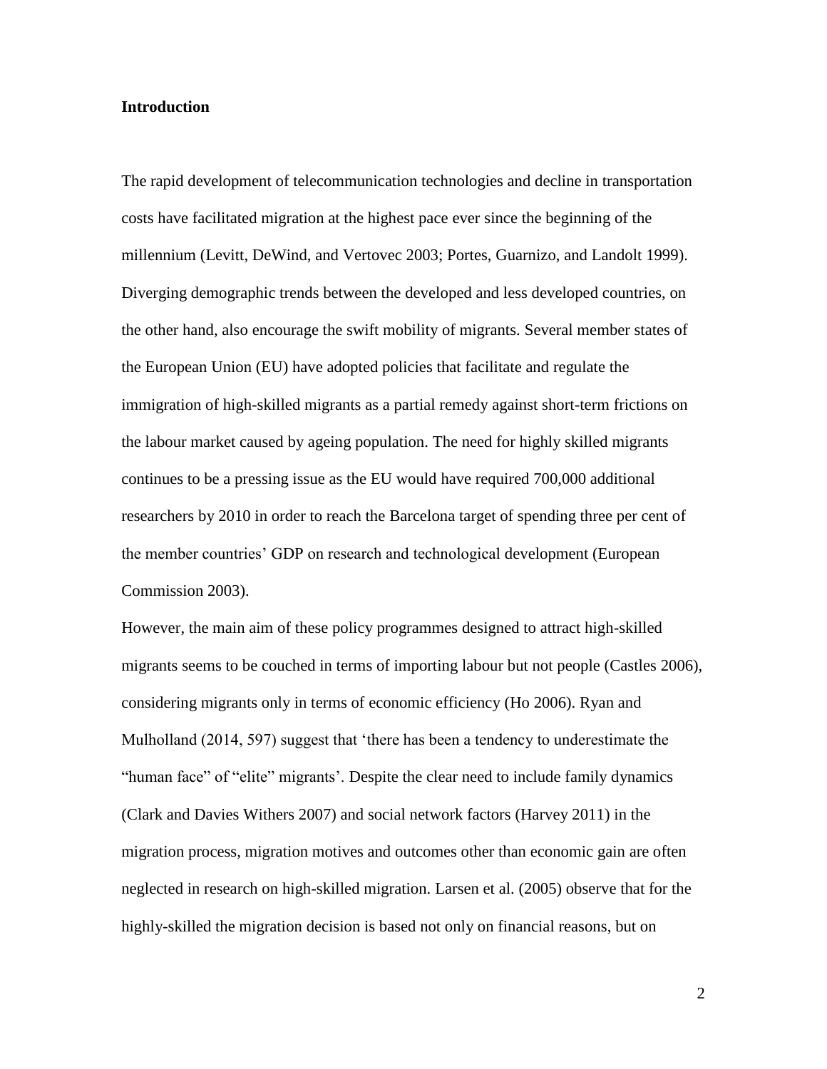## Introduction

The rapid development of telecommunication technologies and decline in transportation costs have facilitated migration at the highest pace ever since the beginning of the millennium (Levitt, DeWind, and Vertovec 2003; Portes, Guarnizo, and Landolt 1999). Diverging demographic trends between the developed and less developed countries, on the other hand, also encourage the swift mobility of migrants. Several member states of the European Union (EU) have adopted policies that facilitate and regulate the immigration of high-skilled migrants as a partial remedy against short-term frictions on the labour market caused by ageing population. The need for highly skilled migrants continues to be a pressing issue as the EU would have required 700,000 additional researchers by 2010 in order to reach the Barcelona target of spending three per cent of the member countries' GDP on research and technological development (European Commission 2003).

However, the main aim of these policy programmes designed to attract high-skilled migrants seems to be couched in terms of importing labour but not people (Castles 2006), considering migrants only in terms of economic efficiency (Ho 2006). Ryan and Mulholland (2014, 597) suggest that 'there has been a tendency to underestimate the "human face" of "elite" migrants'. Despite the clear need to include family dynamics (Clark and Davies Withers 2007) and social network factors (Harvey 2011) in the migration process, migration motives and outcomes other than economic gain are often neglected in research on high-skilled migration. Larsen et al. (2005) observe that for the highly-skilled the migration decision is based not only on financial reasons, but on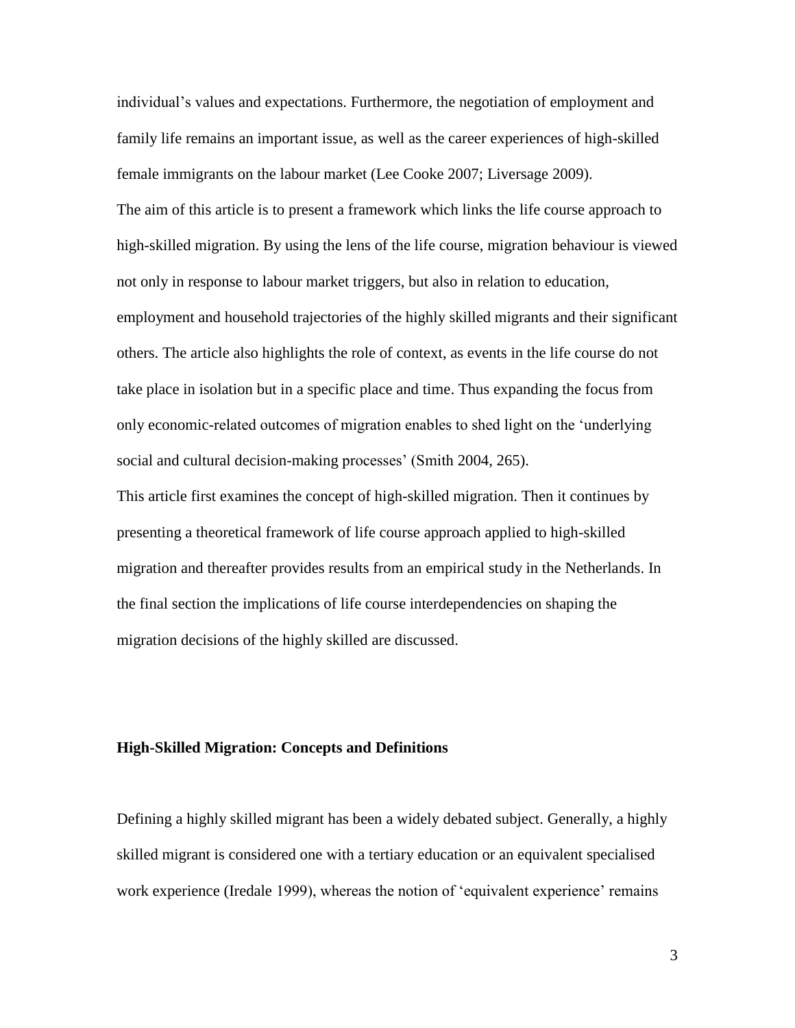individual's values and expectations. Furthermore, the negotiation of employment and family life remains an important issue, as well as the career experiences of high-skilled female immigrants on the labour market (Lee Cooke 2007; Liversage 2009).

The aim of this article is to present a framework which links the life course approach to high-skilled migration. By using the lens of the life course, migration behaviour is viewed not only in response to labour market triggers, but also in relation to education, employment and household trajectories of the highly skilled migrants and their significant others. The article also highlights the role of context, as events in the life course do not take place in isolation but in a specific place and time. Thus expanding the focus from only economic-related outcomes of migration enables to shed light on the 'underlying social and cultural decision-making processes' (Smith 2004, 265).

This article first examines the concept of high-skilled migration. Then it continues by presenting a theoretical framework of life course approach applied to high-skilled migration and thereafter provides results from an empirical study in the Netherlands. In the final section the implications of life course interdependencies on shaping the migration decisions of the highly skilled are discussed.

## High-Skilled Migration: Concepts and Definitions

Defining a highly skilled migrant has been a widely debated subject. Generally, a highly skilled migrant is considered one with a tertiary education or an equivalent specialised work experience (Iredale 1999), whereas the notion of 'equivalent experience' remains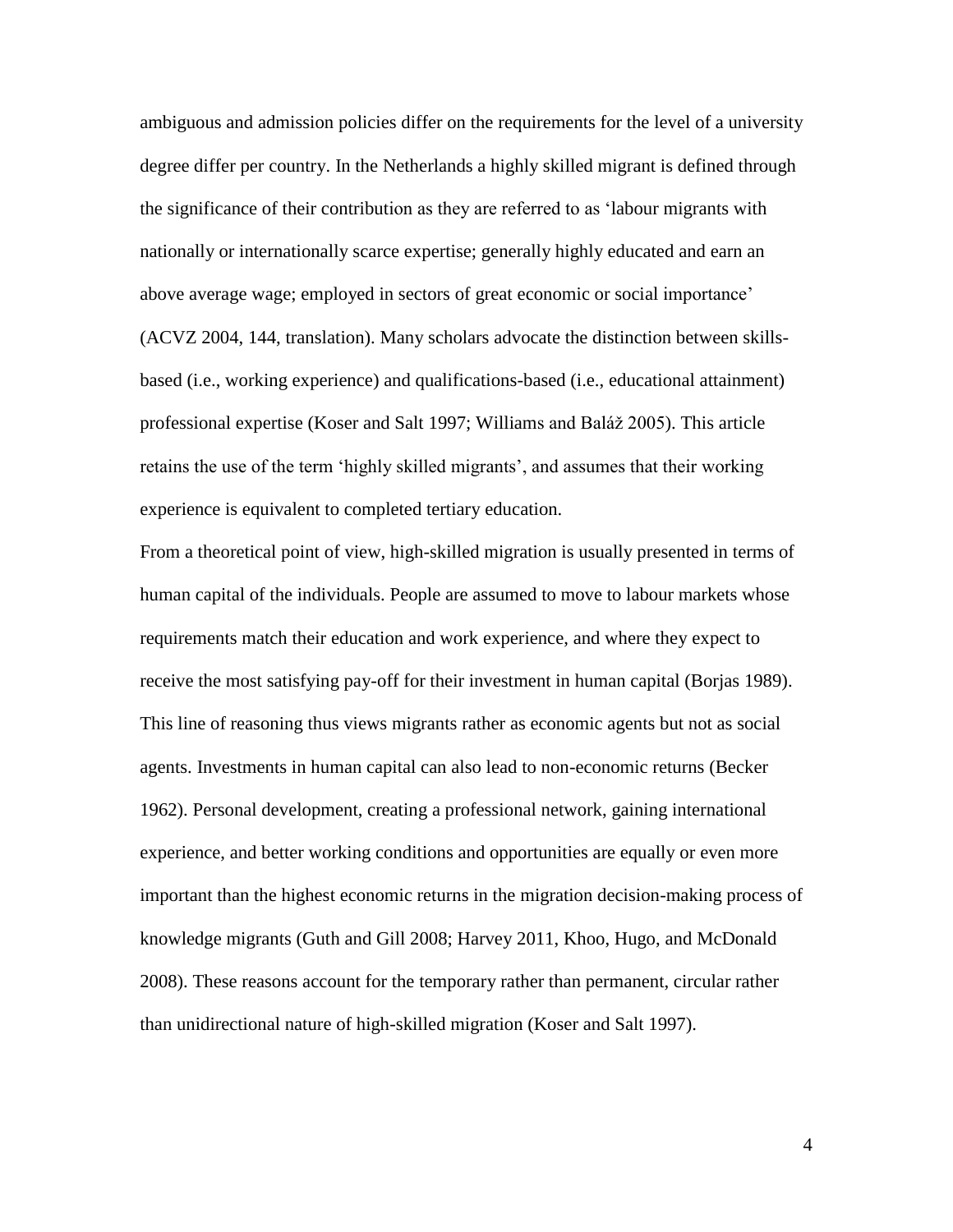ambiguous and admission policies differ on the requirements for the level of a university degree differ per country. In the Netherlands a highly skilled migrant is defined through the significance of their contribution as they are referred to as 'labour migrants with nationally or internationally scarce expertise; generally highly educated and earn an above average wage; employed in sectors of great economic or social importance' (ACVZ 2004, 144, translation). Many scholars advocate the distinction between skills-based (i.e., working experience) and qualifications-based (i.e., educational attainment) professional expertise (Koser and Salt 1997; Williams and Baláž 2005). This article retains the use of the term 'highly skilled migrants', and assumes that their working experience is equivalent to completed tertiary education.

From a theoretical point of view, high-skilled migration is usually presented in terms of human capital of the individuals. People are assumed to move to labour markets whose requirements match their education and work experience, and where they expect to receive the most satisfying pay-off for their investment in human capital (Borjas 1989). This line of reasoning thus views migrants rather as economic agents but not as social agents. Investments in human capital can also lead to non-economic returns (Becker 1962). Personal development, creating a professional network, gaining international experience, and better working conditions and opportunities are equally or even more important than the highest economic returns in the migration decision-making process of knowledge migrants (Guth and Gill 2008; Harvey 2011, Khoo, Hugo, and McDonald 2008). These reasons account for the temporary rather than permanent, circular rather than unidirectional nature of high-skilled migration (Koser and Salt 1997).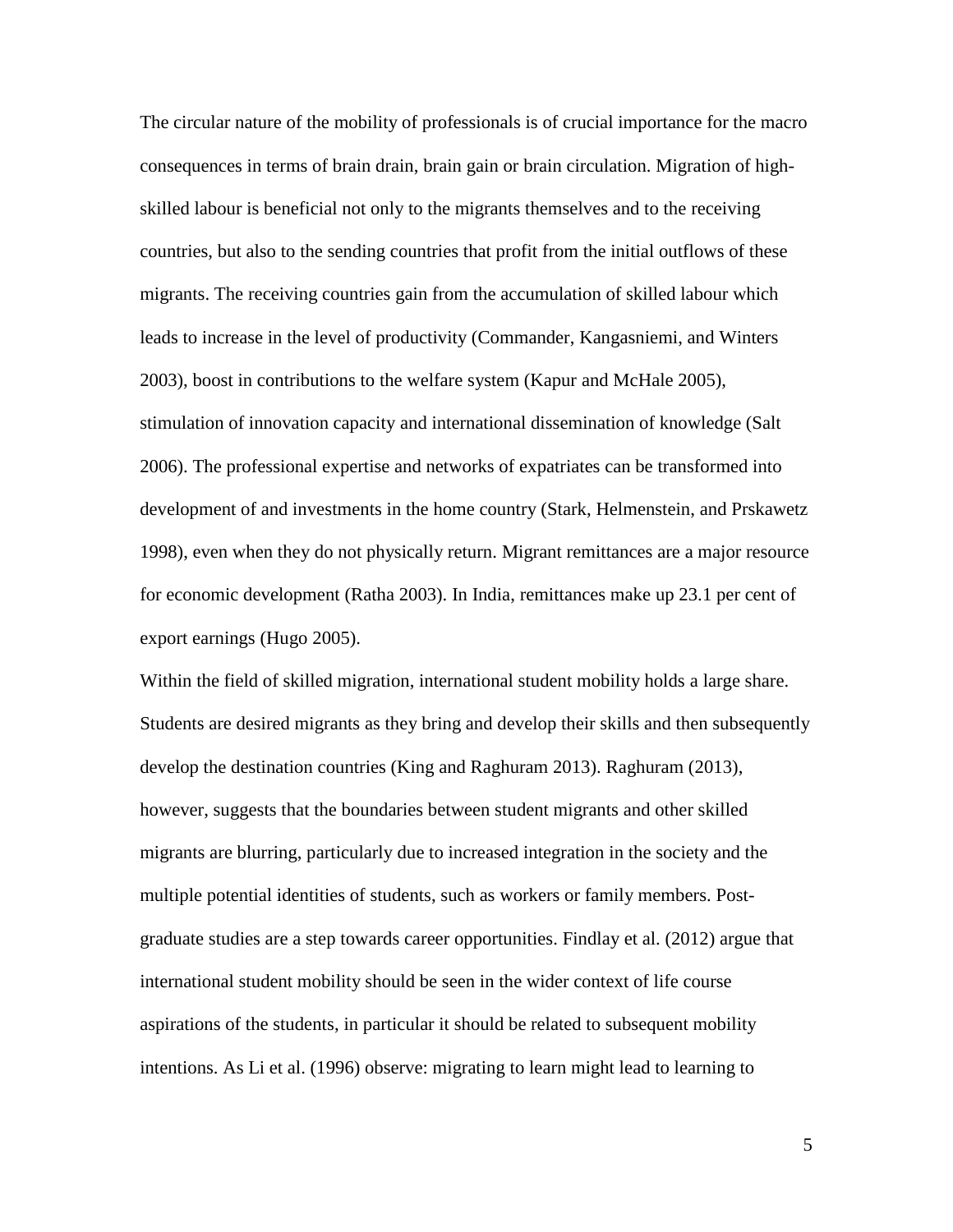The circular nature of the mobility of professionals is of crucial importance for the macro consequences in terms of brain drain, brain gain or brain circulation. Migration of high-skilled labour is beneficial not only to the migrants themselves and to the receiving countries, but also to the sending countries that profit from the initial outflows of these migrants. The receiving countries gain from the accumulation of skilled labour which leads to increase in the level of productivity (Commander, Kangasniemi, and Winters 2003), boost in contributions to the welfare system (Kapur and McHale 2005), stimulation of innovation capacity and international dissemination of knowledge (Salt 2006). The professional expertise and networks of expatriates can be transformed into development of and investments in the home country (Stark, Helmenstein, and Prskawetz 1998), even when they do not physically return. Migrant remittances are a major resource for economic development (Ratha 2003). In India, remittances make up 23.1 per cent of export earnings (Hugo 2005).

Within the field of skilled migration, international student mobility holds a large share. Students are desired migrants as they bring and develop their skills and then subsequently develop the destination countries (King and Raghuram 2013). Raghuram (2013), however, suggests that the boundaries between student migrants and other skilled migrants are blurring, particularly due to increased integration in the society and the multiple potential identities of students, such as workers or family members. Post-graduate studies are a step towards career opportunities. Findlay et al. (2012) argue that international student mobility should be seen in the wider context of life course aspirations of the students, in particular it should be related to subsequent mobility intentions. As Li et al. (1996) observe: migrating to learn might lead to learning to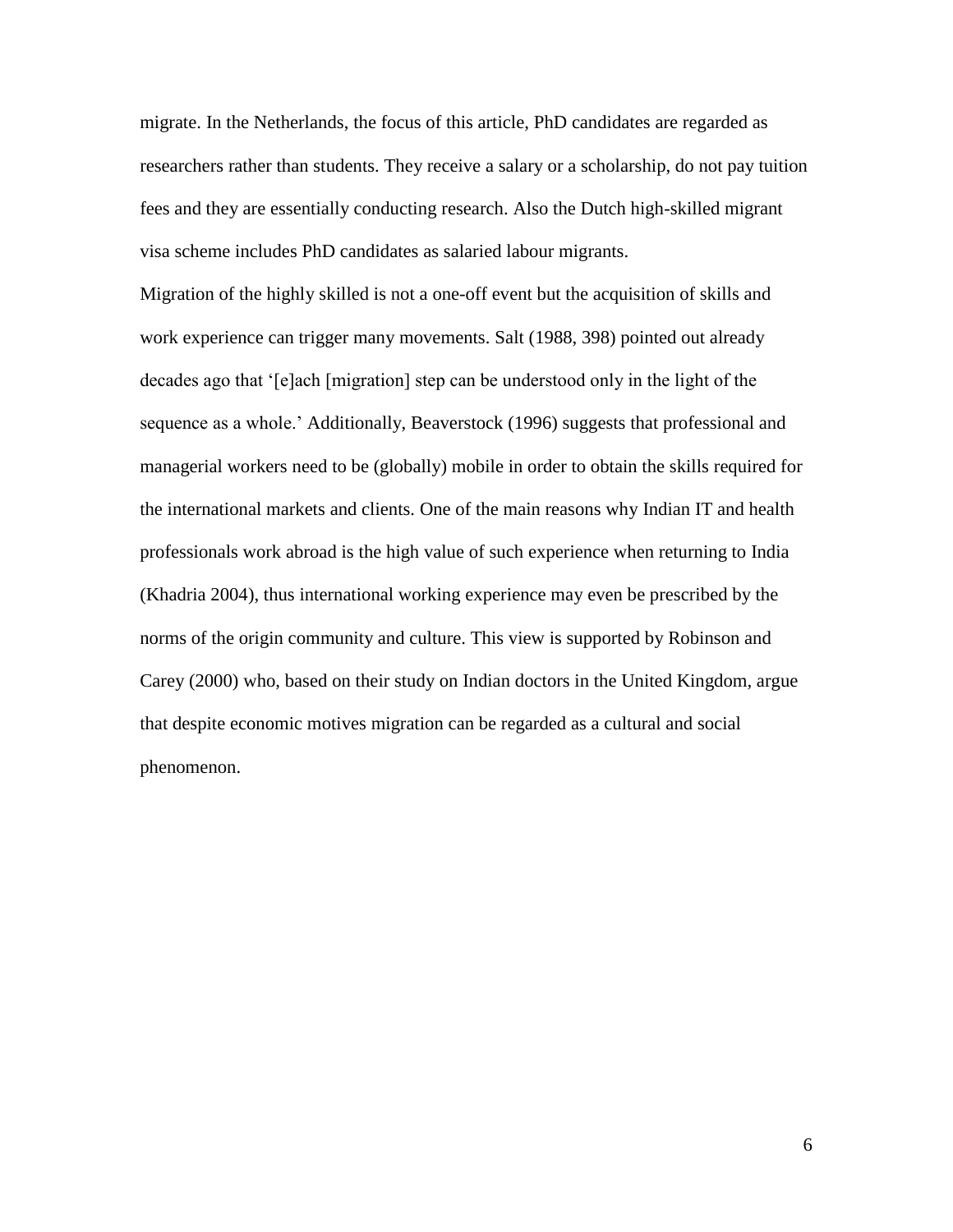migrate. In the Netherlands, the focus of this article, PhD candidates are regarded as researchers rather than students. They receive a salary or a scholarship, do not pay tuition fees and they are essentially conducting research. Also the Dutch high-skilled migrant visa scheme includes PhD candidates as salaried labour migrants.

Migration of the highly skilled is not a one-off event but the acquisition of skills and work experience can trigger many movements. Salt (1988, 398) pointed out already decades ago that '[e]ach [migration] step can be understood only in the light of the sequence as a whole.' Additionally, Beaverstock (1996) suggests that professional and managerial workers need to be (globally) mobile in order to obtain the skills required for the international markets and clients. One of the main reasons why Indian IT and health professionals work abroad is the high value of such experience when returning to India (Khadria 2004), thus international working experience may even be prescribed by the norms of the origin community and culture. This view is supported by Robinson and Carey (2000) who, based on their study on Indian doctors in the United Kingdom, argue that despite economic motives migration can be regarded as a cultural and social phenomenon.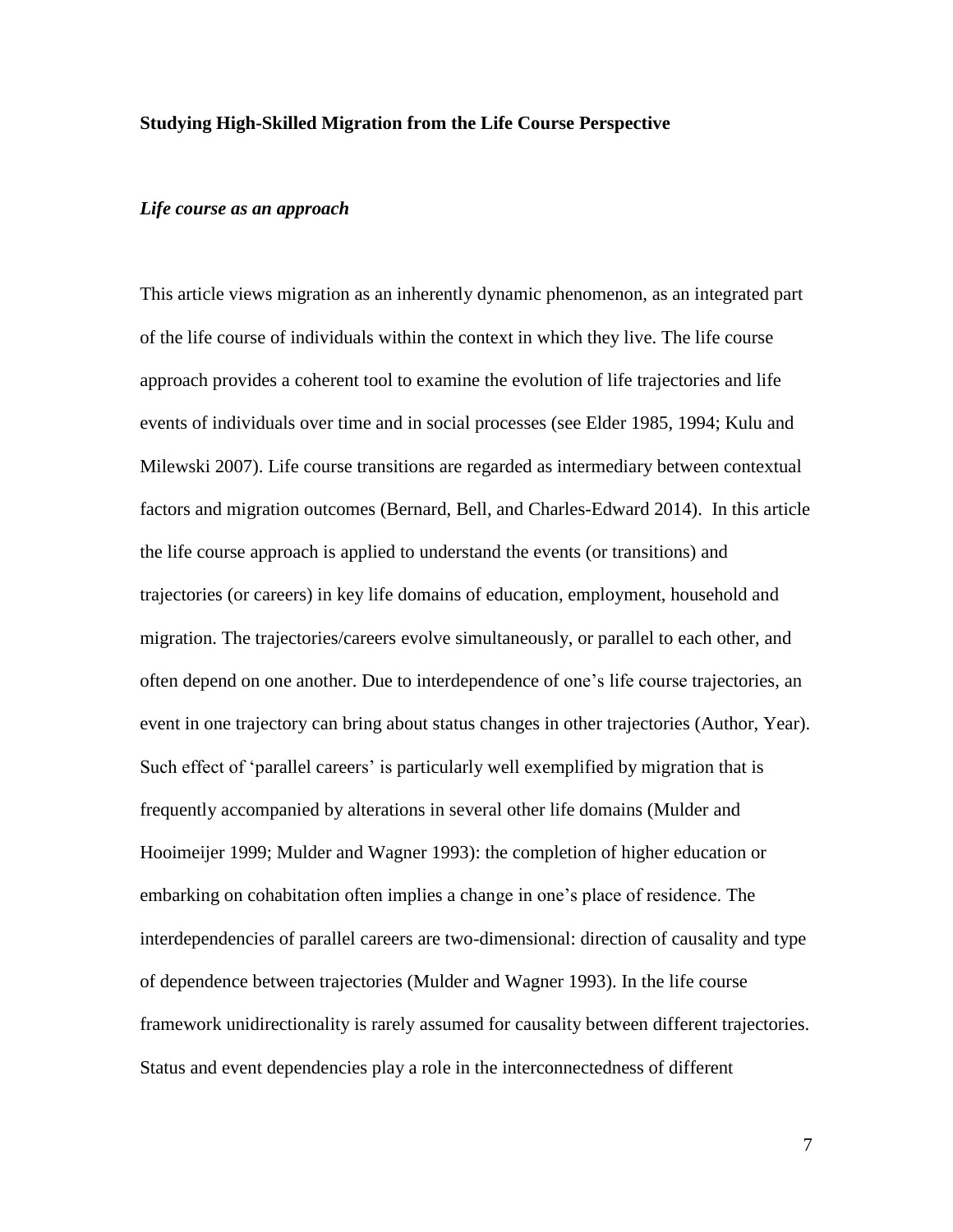## Studying High-Skilled Migration from the Life Course Perspective

### *Life course as an approach*

This article views migration as an inherently dynamic phenomenon, as an integrated part of the life course of individuals within the context in which they live. The life course approach provides a coherent tool to examine the evolution of life trajectories and life events of individuals over time and in social processes (see Elder 1985, 1994; Kulu and Milewski 2007). Life course transitions are regarded as intermediary between contextual factors and migration outcomes (Bernard, Bell, and Charles-Edward 2014). In this article the life course approach is applied to understand the events (or transitions) and trajectories (or careers) in key life domains of education, employment, household and migration. The trajectories/careers evolve simultaneously, or parallel to each other, and often depend on one another. Due to interdependence of one's life course trajectories, an event in one trajectory can bring about status changes in other trajectories (Author, Year). Such effect of 'parallel careers' is particularly well exemplified by migration that is frequently accompanied by alterations in several other life domains (Mulder and Hooimeijer 1999; Mulder and Wagner 1993): the completion of higher education or embarking on cohabitation often implies a change in one's place of residence. The interdependencies of parallel careers are two-dimensional: direction of causality and type of dependence between trajectories (Mulder and Wagner 1993). In the life course framework unidirectionality is rarely assumed for causality between different trajectories. Status and event dependencies play a role in the interconnectedness of different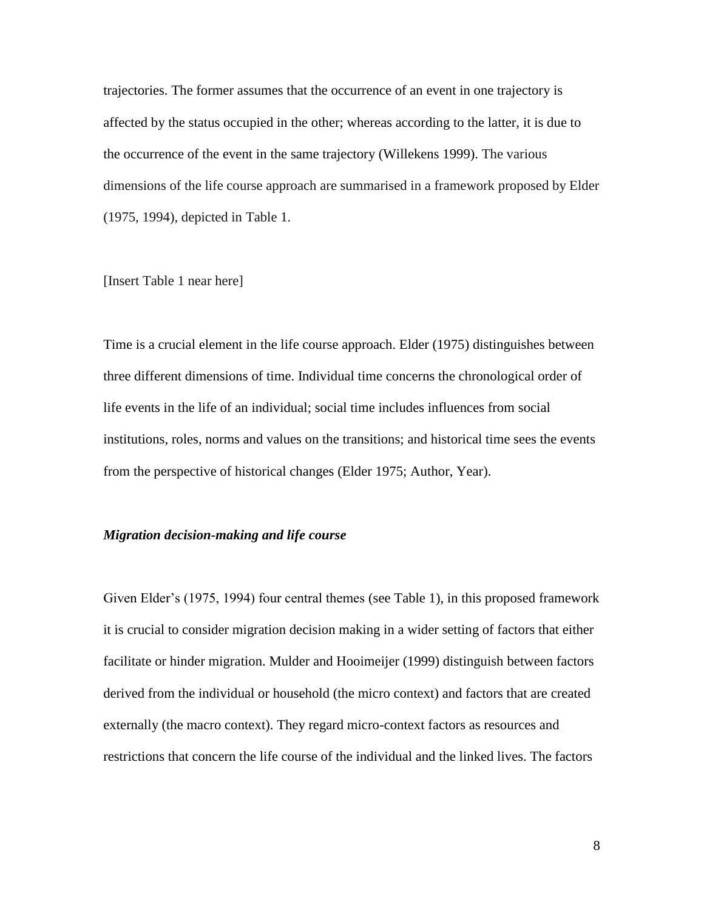trajectories. The former assumes that the occurrence of an event in one trajectory is affected by the status occupied in the other; whereas according to the latter, it is due to the occurrence of the event in the same trajectory (Willekens 1999). The various dimensions of the life course approach are summarised in a framework proposed by Elder (1975, 1994), depicted in Table 1.

[Insert Table 1 near here]

Time is a crucial element in the life course approach. Elder (1975) distinguishes between three different dimensions of time. Individual time concerns the chronological order of life events in the life of an individual; social time includes influences from social institutions, roles, norms and values on the transitions; and historical time sees the events from the perspective of historical changes (Elder 1975; Author, Year).

### *Migration decision-making and life course*

Given Elder's (1975, 1994) four central themes (see Table 1), in this proposed framework it is crucial to consider migration decision making in a wider setting of factors that either facilitate or hinder migration. Mulder and Hooimeijer (1999) distinguish between factors derived from the individual or household (the micro context) and factors that are created externally (the macro context). They regard micro-context factors as resources and restrictions that concern the life course of the individual and the linked lives. The factors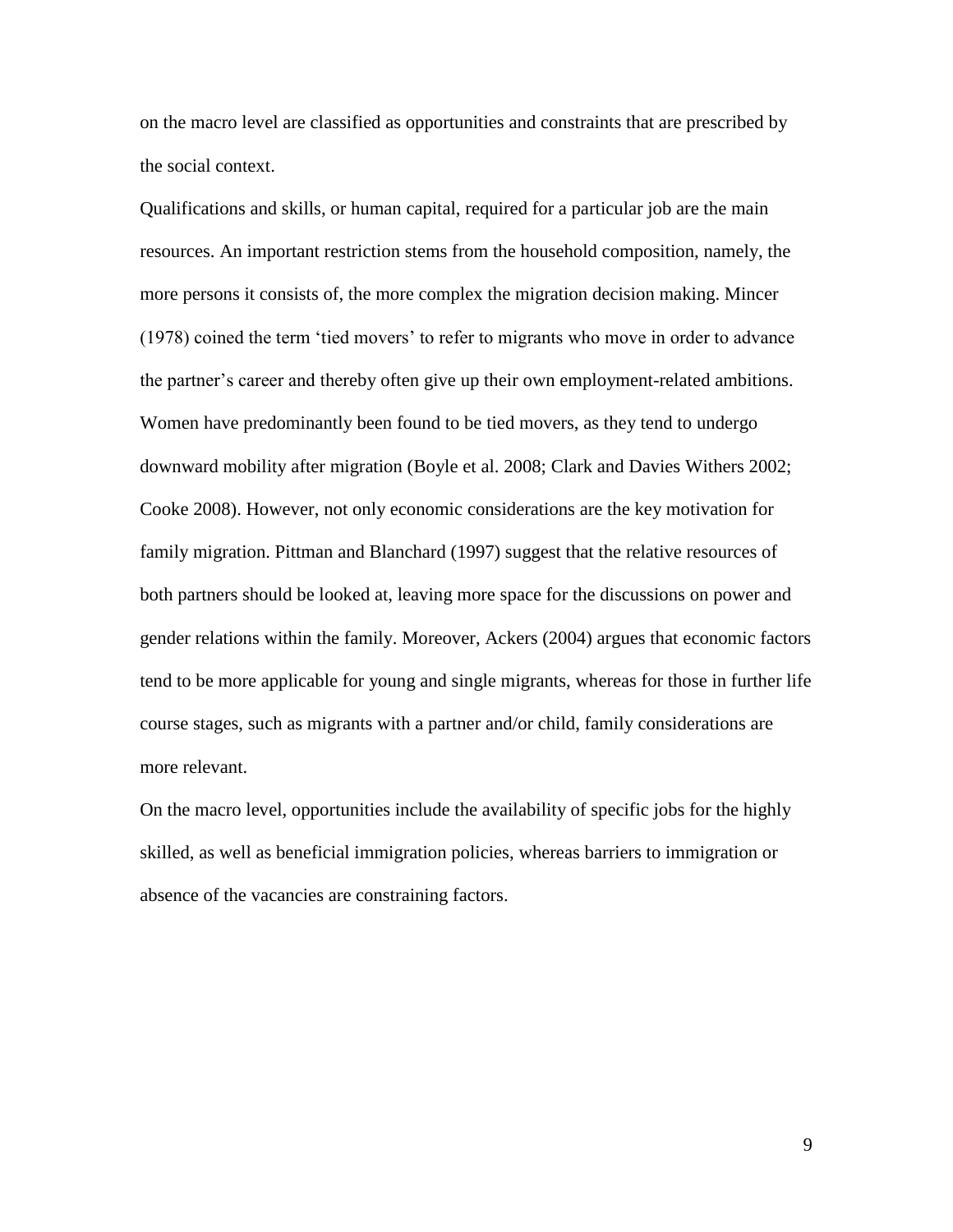on the macro level are classified as opportunities and constraints that are prescribed by the social context.

Qualifications and skills, or human capital, required for a particular job are the main resources. An important restriction stems from the household composition, namely, the more persons it consists of, the more complex the migration decision making. Mincer (1978) coined the term 'tied movers' to refer to migrants who move in order to advance the partner's career and thereby often give up their own employment-related ambitions. Women have predominantly been found to be tied movers, as they tend to undergo downward mobility after migration (Boyle et al. 2008; Clark and Davies Withers 2002; Cooke 2008). However, not only economic considerations are the key motivation for family migration. Pittman and Blanchard (1997) suggest that the relative resources of both partners should be looked at, leaving more space for the discussions on power and gender relations within the family. Moreover, Ackers (2004) argues that economic factors tend to be more applicable for young and single migrants, whereas for those in further life course stages, such as migrants with a partner and/or child, family considerations are more relevant.

On the macro level, opportunities include the availability of specific jobs for the highly skilled, as well as beneficial immigration policies, whereas barriers to immigration or absence of the vacancies are constraining factors.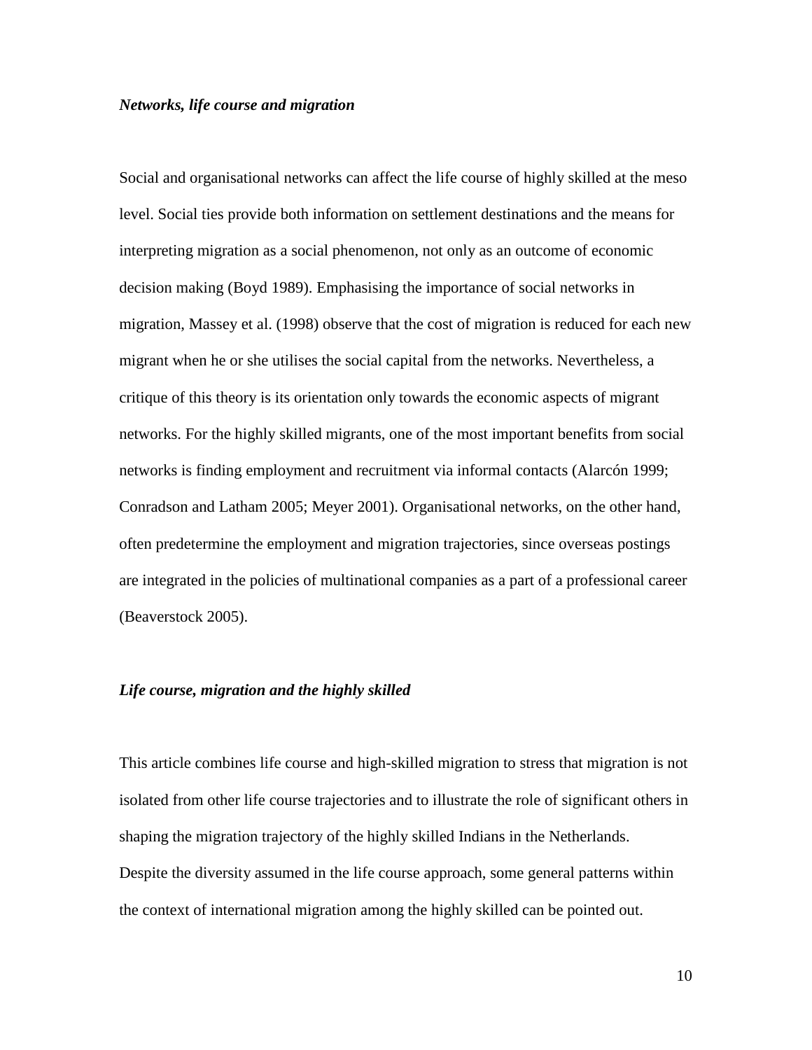### *Networks, life course and migration*

Social and organisational networks can affect the life course of highly skilled at the meso level. Social ties provide both information on settlement destinations and the means for interpreting migration as a social phenomenon, not only as an outcome of economic decision making (Boyd 1989). Emphasising the importance of social networks in migration, Massey et al. (1998) observe that the cost of migration is reduced for each new migrant when he or she utilises the social capital from the networks. Nevertheless, a critique of this theory is its orientation only towards the economic aspects of migrant networks. For the highly skilled migrants, one of the most important benefits from social networks is finding employment and recruitment via informal contacts (Alarcón 1999; Conradson and Latham 2005; Meyer 2001). Organisational networks, on the other hand, often predetermine the employment and migration trajectories, since overseas postings are integrated in the policies of multinational companies as a part of a professional career (Beaverstock 2005).

### *Life course, migration and the highly skilled*

This article combines life course and high-skilled migration to stress that migration is not isolated from other life course trajectories and to illustrate the role of significant others in shaping the migration trajectory of the highly skilled Indians in the Netherlands. Despite the diversity assumed in the life course approach, some general patterns within the context of international migration among the highly skilled can be pointed out.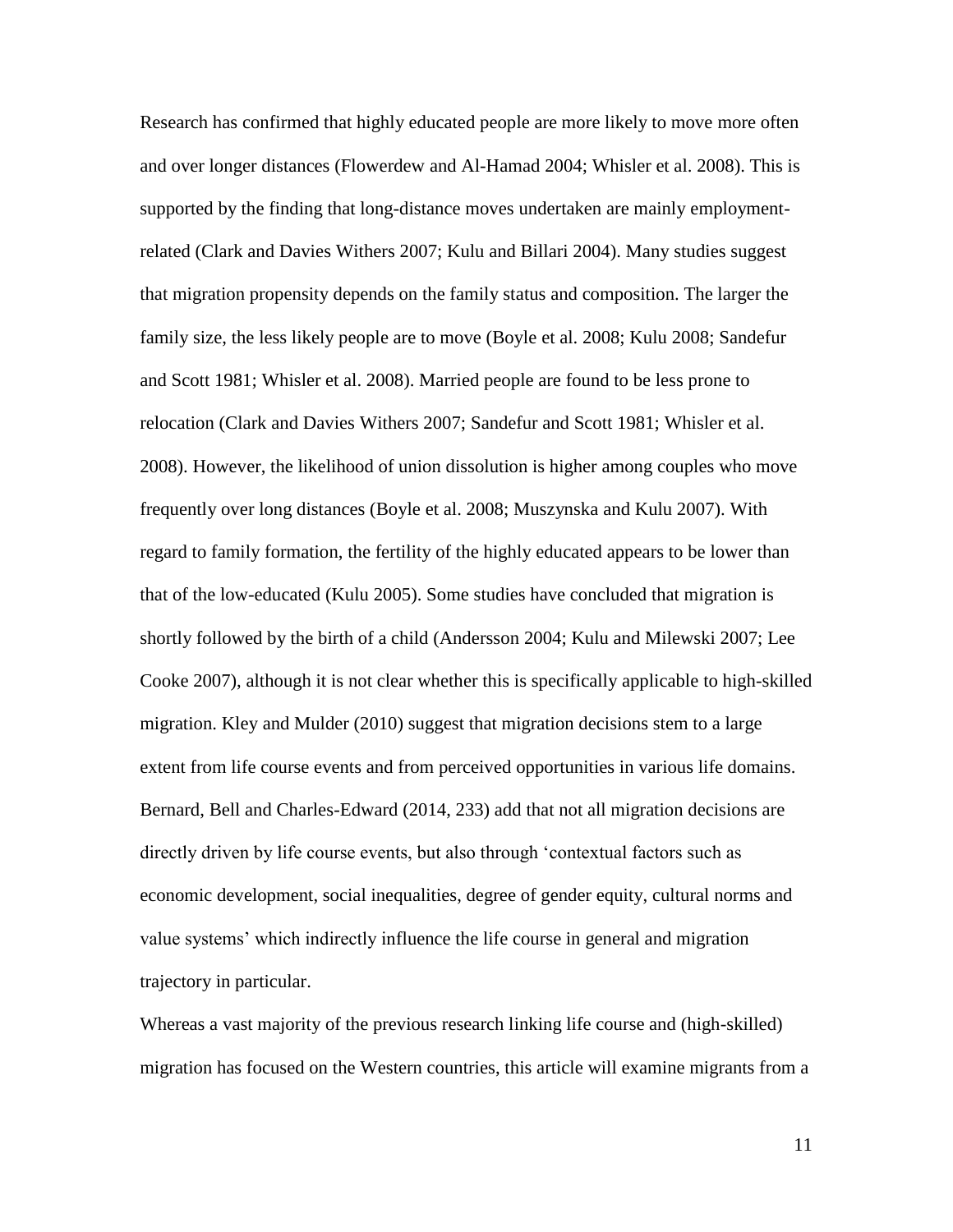Research has confirmed that highly educated people are more likely to move more often and over longer distances (Flowerdew and Al-Hamad 2004; Whisler et al. 2008). This is supported by the finding that long-distance moves undertaken are mainly employment-related (Clark and Davies Withers 2007; Kulu and Billari 2004). Many studies suggest that migration propensity depends on the family status and composition. The larger the family size, the less likely people are to move (Boyle et al. 2008; Kulu 2008; Sandefur and Scott 1981; Whisler et al. 2008). Married people are found to be less prone to relocation (Clark and Davies Withers 2007; Sandefur and Scott 1981; Whisler et al. 2008). However, the likelihood of union dissolution is higher among couples who move frequently over long distances (Boyle et al. 2008; Muszynska and Kulu 2007). With regard to family formation, the fertility of the highly educated appears to be lower than that of the low-educated (Kulu 2005). Some studies have concluded that migration is shortly followed by the birth of a child (Andersson 2004; Kulu and Milewski 2007; Lee Cooke 2007), although it is not clear whether this is specifically applicable to high-skilled migration. Kley and Mulder (2010) suggest that migration decisions stem to a large extent from life course events and from perceived opportunities in various life domains. Bernard, Bell and Charles-Edward (2014, 233) add that not all migration decisions are directly driven by life course events, but also through 'contextual factors such as economic development, social inequalities, degree of gender equity, cultural norms and value systems' which indirectly influence the life course in general and migration trajectory in particular.

Whereas a vast majority of the previous research linking life course and (high-skilled) migration has focused on the Western countries, this article will examine migrants from a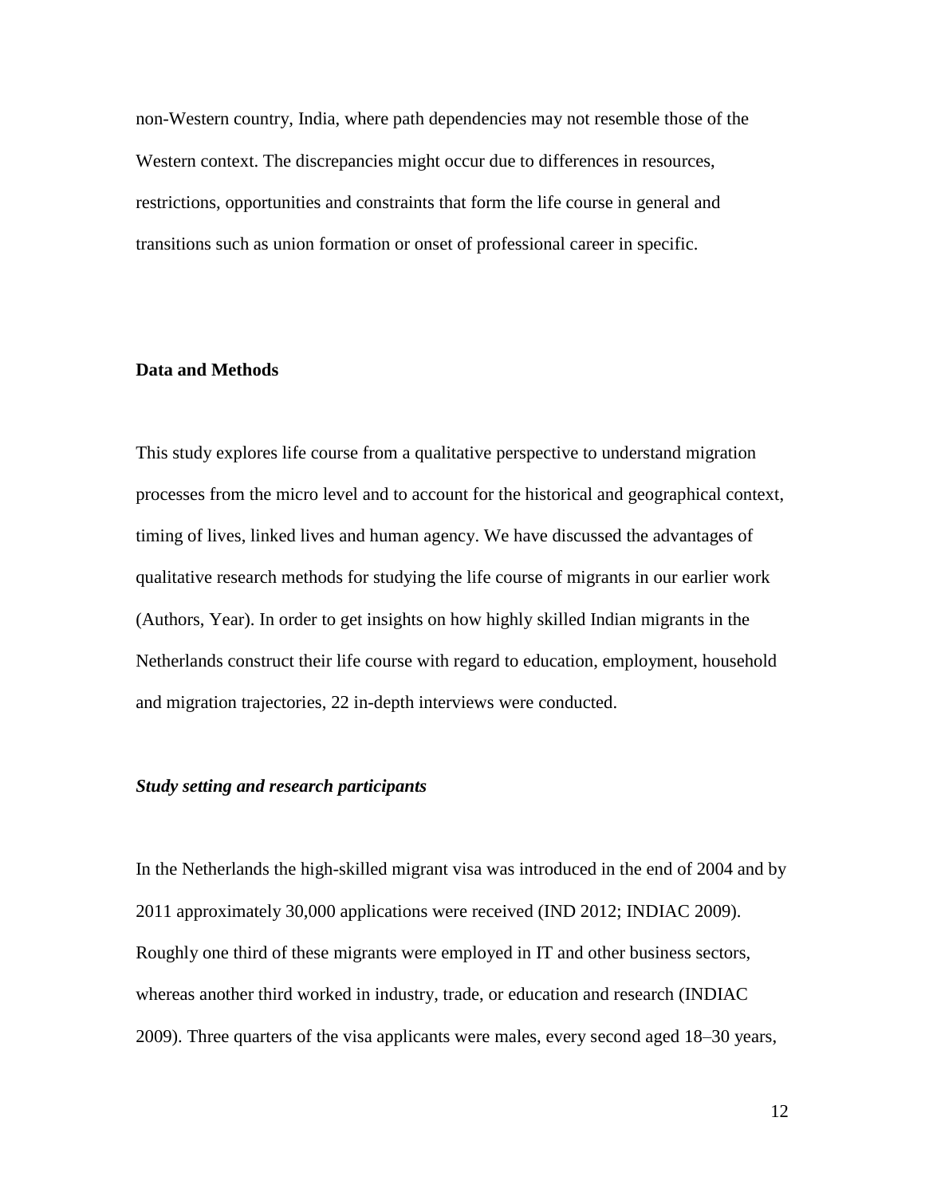non-Western country, India, where path dependencies may not resemble those of the Western context. The discrepancies might occur due to differences in resources, restrictions, opportunities and constraints that form the life course in general and transitions such as union formation or onset of professional career in specific.

## Data and Methods

This study explores life course from a qualitative perspective to understand migration processes from the micro level and to account for the historical and geographical context, timing of lives, linked lives and human agency. We have discussed the advantages of qualitative research methods for studying the life course of migrants in our earlier work (Authors, Year). In order to get insights on how highly skilled Indian migrants in the Netherlands construct their life course with regard to education, employment, household and migration trajectories, 22 in-depth interviews were conducted.

### *Study setting and research participants*

In the Netherlands the high-skilled migrant visa was introduced in the end of 2004 and by 2011 approximately 30,000 applications were received (IND 2012; INDIAC 2009). Roughly one third of these migrants were employed in IT and other business sectors, whereas another third worked in industry, trade, or education and research (INDIAC 2009). Three quarters of the visa applicants were males, every second aged 18–30 years,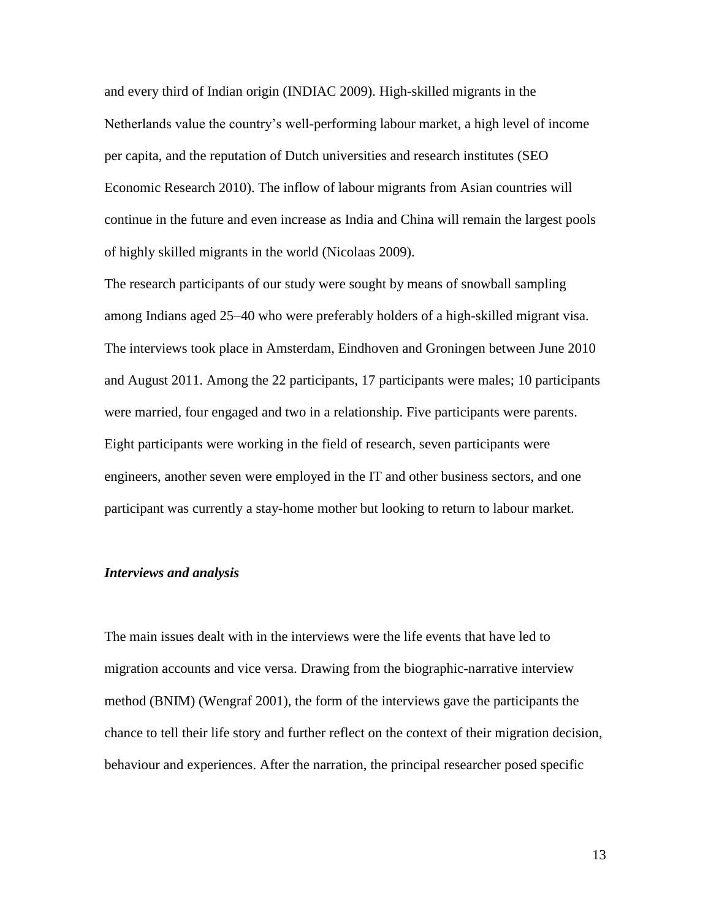and every third of Indian origin (INDIAC 2009). High-skilled migrants in the Netherlands value the country's well-performing labour market, a high level of income per capita, and the reputation of Dutch universities and research institutes (SEO Economic Research 2010). The inflow of labour migrants from Asian countries will continue in the future and even increase as India and China will remain the largest pools of highly skilled migrants in the world (Nicolaas 2009).

The research participants of our study were sought by means of snowball sampling among Indians aged 25–40 who were preferably holders of a high-skilled migrant visa. The interviews took place in Amsterdam, Eindhoven and Groningen between June 2010 and August 2011. Among the 22 participants, 17 participants were males; 10 participants were married, four engaged and two in a relationship. Five participants were parents. Eight participants were working in the field of research, seven participants were engineers, another seven were employed in the IT and other business sectors, and one participant was currently a stay-home mother but looking to return to labour market.

### *Interviews and analysis*

The main issues dealt with in the interviews were the life events that have led to migration accounts and vice versa. Drawing from the biographic-narrative interview method (BNIM) (Wengraf 2001), the form of the interviews gave the participants the chance to tell their life story and further reflect on the context of their migration decision, behaviour and experiences. After the narration, the principal researcher posed specific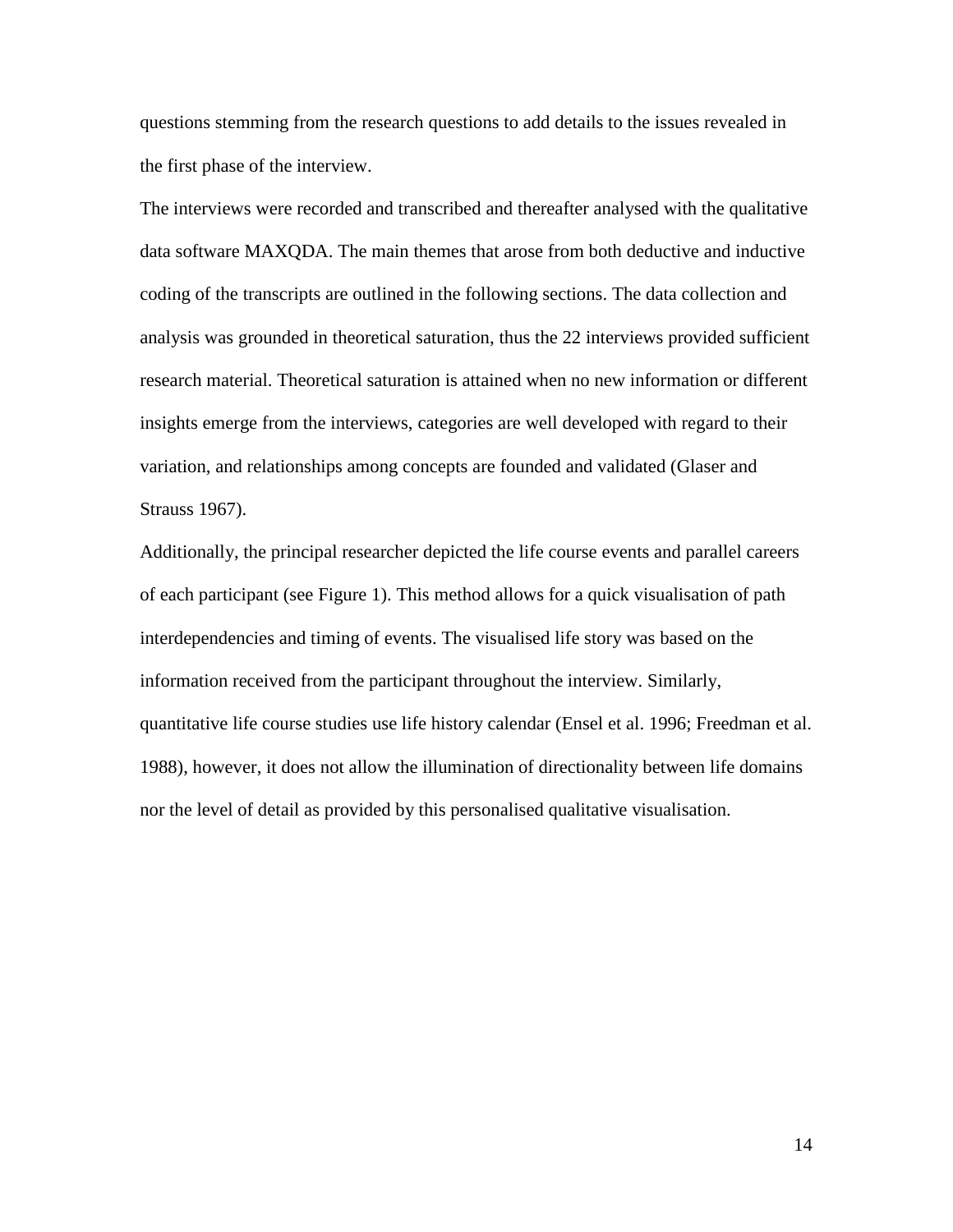questions stemming from the research questions to add details to the issues revealed in the first phase of the interview.

The interviews were recorded and transcribed and thereafter analysed with the qualitative data software MAXQDA. The main themes that arose from both deductive and inductive coding of the transcripts are outlined in the following sections. The data collection and analysis was grounded in theoretical saturation, thus the 22 interviews provided sufficient research material. Theoretical saturation is attained when no new information or different insights emerge from the interviews, categories are well developed with regard to their variation, and relationships among concepts are founded and validated (Glaser and Strauss 1967).

Additionally, the principal researcher depicted the life course events and parallel careers of each participant (see Figure 1). This method allows for a quick visualisation of path interdependencies and timing of events. The visualised life story was based on the information received from the participant throughout the interview. Similarly, quantitative life course studies use life history calendar (Ensel et al. 1996; Freedman et al. 1988), however, it does not allow the illumination of directionality between life domains nor the level of detail as provided by this personalised qualitative visualisation.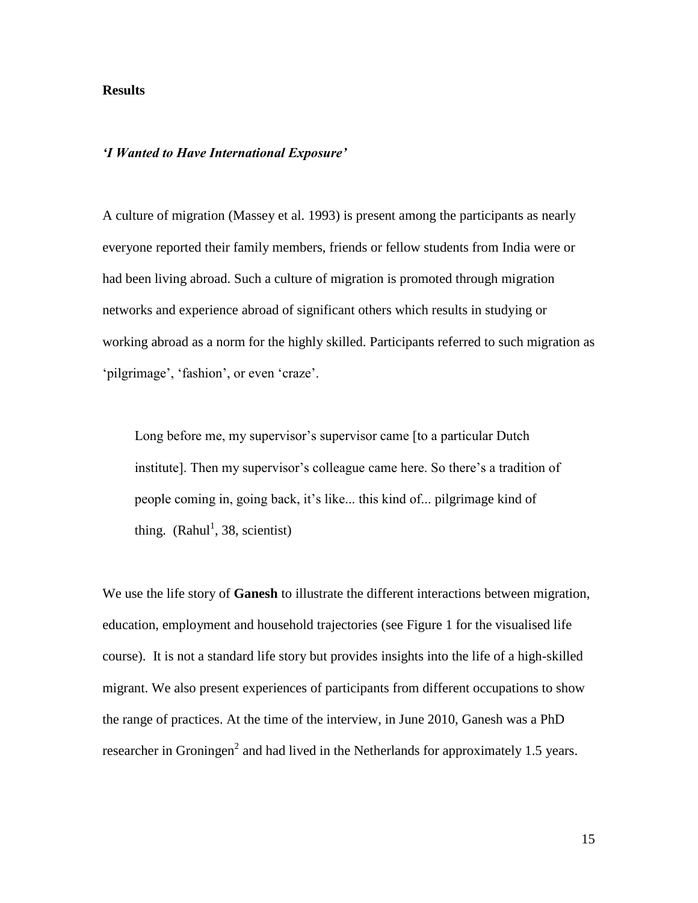## Results

### *'I Wanted to Have International Exposure'*

A culture of migration (Massey et al. 1993) is present among the participants as nearly everyone reported their family members, friends or fellow students from India were or had been living abroad. Such a culture of migration is promoted through migration networks and experience abroad of significant others which results in studying or working abroad as a norm for the highly skilled. Participants referred to such migration as 'pilgrimage', 'fashion', or even 'craze'.

> Long before me, my supervisor's supervisor came [to a particular Dutch institute]. Then my supervisor's colleague came here. So there's a tradition of people coming in, going back, it's like... this kind of... pilgrimage kind of thing. (Rahul[1], 38, scientist)

We use the life story of **Ganesh** to illustrate the different interactions between migration, education, employment and household trajectories (see Figure 1 for the visualised life course). It is not a standard life story but provides insights into the life of a high-skilled migrant. We also present experiences of participants from different occupations to show the range of practices. At the time of the interview, in June 2010, Ganesh was a PhD researcher in Groningen[2] and had lived in the Netherlands for approximately 1.5 years.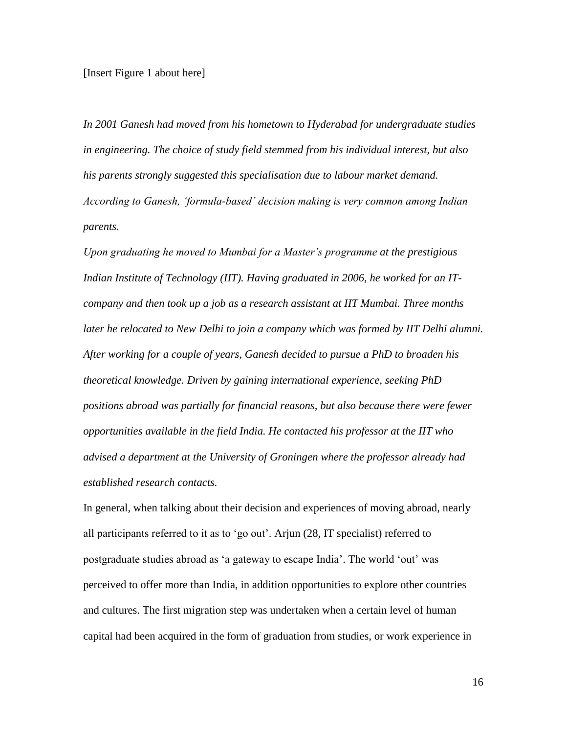[Insert Figure 1 about here]

*In 2001 Ganesh had moved from his hometown to Hyderabad for undergraduate studies in engineering. The choice of study field stemmed from his individual interest, but also his parents strongly suggested this specialisation due to labour market demand. According to Ganesh, 'formula-based' decision making is very common among Indian parents.*

*Upon graduating he moved to Mumbai for a Master's programme at the prestigious Indian Institute of Technology (IIT). Having graduated in 2006, he worked for an IT-company and then took up a job as a research assistant at IIT Mumbai. Three months later he relocated to New Delhi to join a company which was formed by IIT Delhi alumni. After working for a couple of years, Ganesh decided to pursue a PhD to broaden his theoretical knowledge. Driven by gaining international experience, seeking PhD positions abroad was partially for financial reasons, but also because there were fewer opportunities available in the field India. He contacted his professor at the IIT who advised a department at the University of Groningen where the professor already had established research contacts.*

In general, when talking about their decision and experiences of moving abroad, nearly all participants referred to it as to 'go out'. Arjun (28, IT specialist) referred to postgraduate studies abroad as 'a gateway to escape India'. The world 'out' was perceived to offer more than India, in addition opportunities to explore other countries and cultures. The first migration step was undertaken when a certain level of human capital had been acquired in the form of graduation from studies, or work experience in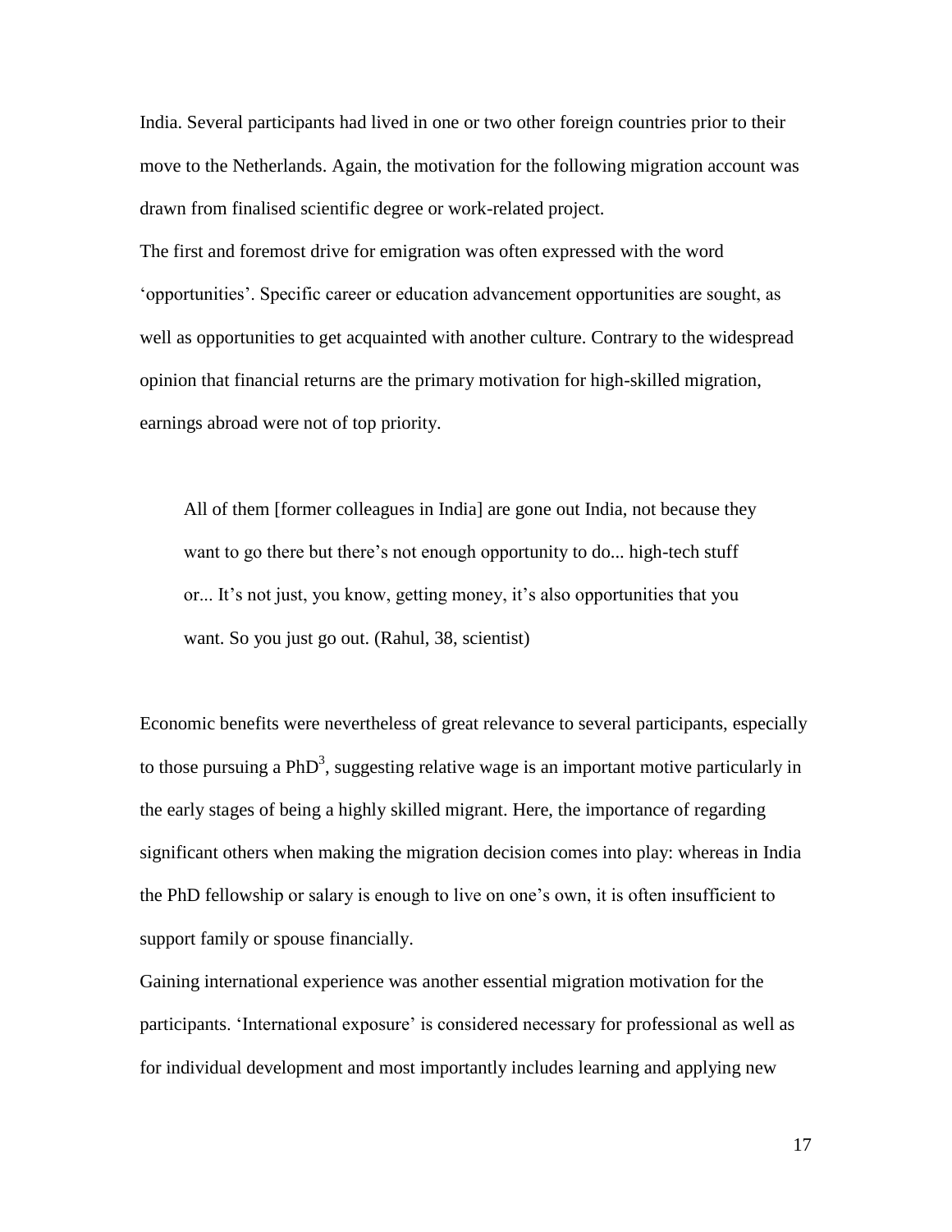India. Several participants had lived in one or two other foreign countries prior to their move to the Netherlands. Again, the motivation for the following migration account was drawn from finalised scientific degree or work-related project.

The first and foremost drive for emigration was often expressed with the word ‘opportunities’. Specific career or education advancement opportunities are sought, as well as opportunities to get acquainted with another culture. Contrary to the widespread opinion that financial returns are the primary motivation for high-skilled migration, earnings abroad were not of top priority.

> All of them [former colleagues in India] are gone out India, not because they want to go there but there’s not enough opportunity to do... high-tech stuff or... It’s not just, you know, getting money, it’s also opportunities that you want. So you just go out. (Rahul, 38, scientist)

Economic benefits were nevertheless of great relevance to several participants, especially to those pursuing a PhD[3], suggesting relative wage is an important motive particularly in the early stages of being a highly skilled migrant. Here, the importance of regarding significant others when making the migration decision comes into play: whereas in India the PhD fellowship or salary is enough to live on one’s own, it is often insufficient to support family or spouse financially.

Gaining international experience was another essential migration motivation for the participants. ‘International exposure’ is considered necessary for professional as well as for individual development and most importantly includes learning and applying new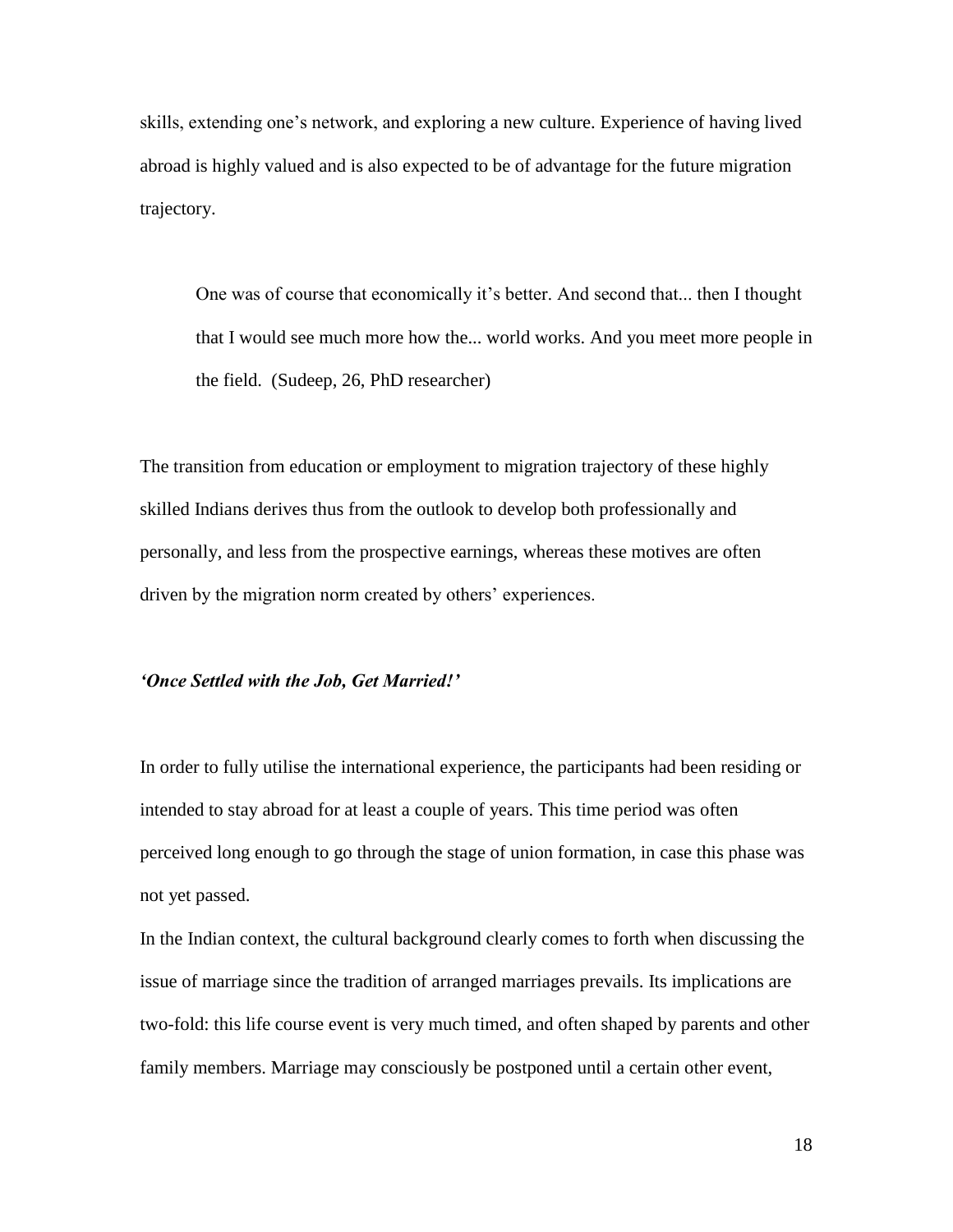skills, extending one's network, and exploring a new culture. Experience of having lived abroad is highly valued and is also expected to be of advantage for the future migration trajectory.

> One was of course that economically it's better. And second that... then I thought that I would see much more how the... world works. And you meet more people in the field. (Sudeep, 26, PhD researcher)

The transition from education or employment to migration trajectory of these highly skilled Indians derives thus from the outlook to develop both professionally and personally, and less from the prospective earnings, whereas these motives are often driven by the migration norm created by others' experiences.

### *'Once Settled with the Job, Get Married!'*

In order to fully utilise the international experience, the participants had been residing or intended to stay abroad for at least a couple of years. This time period was often perceived long enough to go through the stage of union formation, in case this phase was not yet passed.

In the Indian context, the cultural background clearly comes to forth when discussing the issue of marriage since the tradition of arranged marriages prevails. Its implications are two-fold: this life course event is very much timed, and often shaped by parents and other family members. Marriage may consciously be postponed until a certain other event,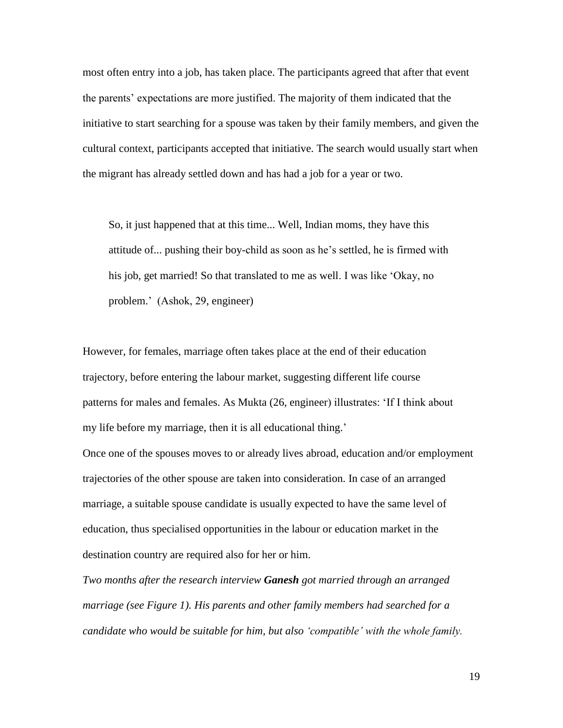most often entry into a job, has taken place. The participants agreed that after that event the parents' expectations are more justified. The majority of them indicated that the initiative to start searching for a spouse was taken by their family members, and given the cultural context, participants accepted that initiative. The search would usually start when the migrant has already settled down and has had a job for a year or two.

> So, it just happened that at this time... Well, Indian moms, they have this attitude of... pushing their boy-child as soon as he's settled, he is firmed with his job, get married! So that translated to me as well. I was like 'Okay, no problem.' (Ashok, 29, engineer)

However, for females, marriage often takes place at the end of their education trajectory, before entering the labour market, suggesting different life course patterns for males and females. As Mukta (26, engineer) illustrates: 'If I think about my life before my marriage, then it is all educational thing.'

Once one of the spouses moves to or already lives abroad, education and/or employment trajectories of the other spouse are taken into consideration. In case of an arranged marriage, a suitable spouse candidate is usually expected to have the same level of education, thus specialised opportunities in the labour or education market in the destination country are required also for her or him.

*Two months after the research interview **Ganesh** got married through an arranged marriage (see Figure 1). His parents and other family members had searched for a candidate who would be suitable for him, but also 'compatible' with the whole family.*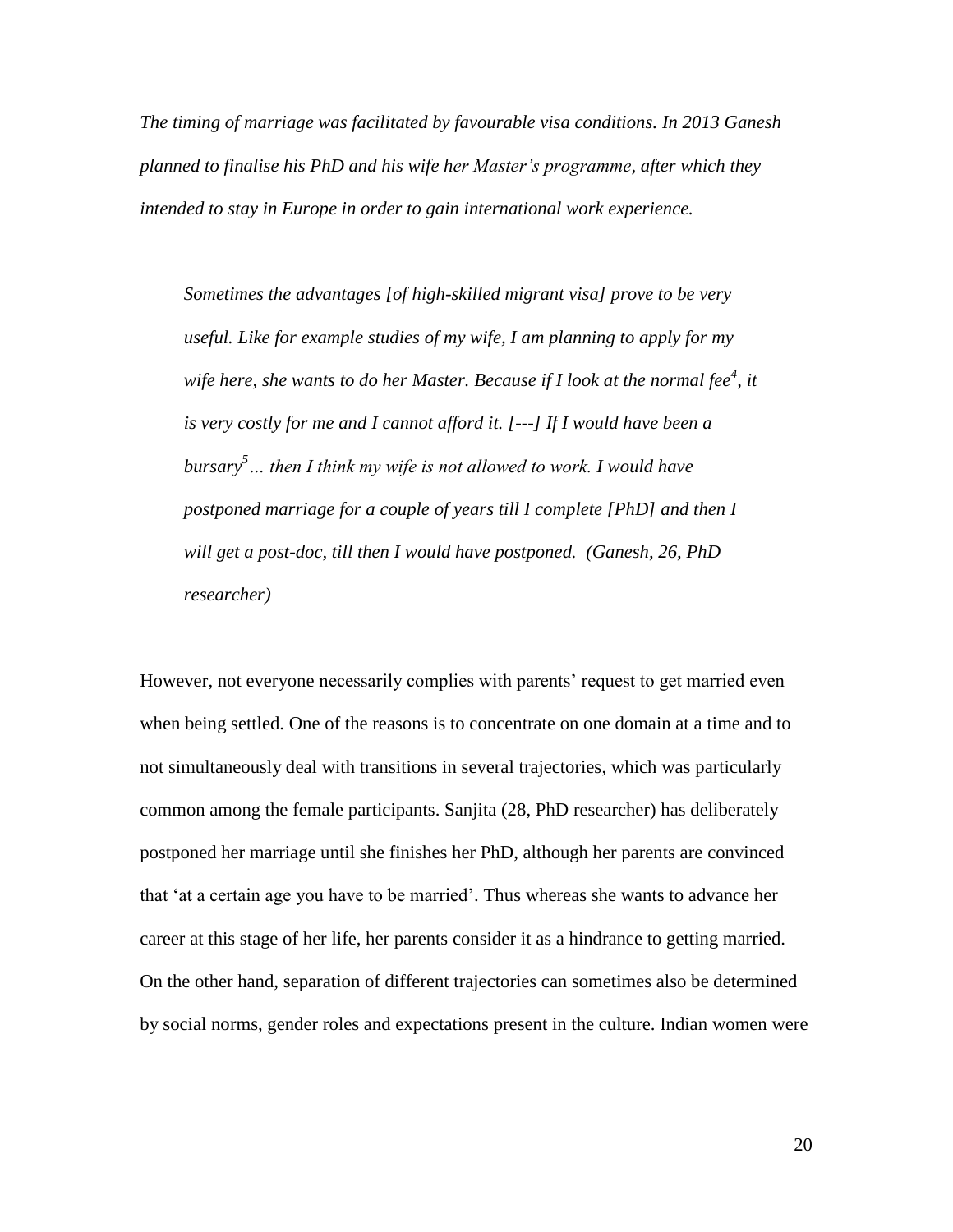*The timing of marriage was facilitated by favourable visa conditions. In 2013 Ganesh planned to finalise his PhD and his wife her Master's programme, after which they intended to stay in Europe in order to gain international work experience.*

> *Sometimes the advantages [of high-skilled migrant visa] prove to be very useful. Like for example studies of my wife, I am planning to apply for my wife here, she wants to do her Master. Because if I look at the normal fee[4], it is very costly for me and I cannot afford it. [---] If I would have been a bursary[5]… then I think my wife is not allowed to work. I would have postponed marriage for a couple of years till I complete [PhD] and then I will get a post-doc, till then I would have postponed. (Ganesh, 26, PhD researcher)*

However, not everyone necessarily complies with parents' request to get married even when being settled. One of the reasons is to concentrate on one domain at a time and to not simultaneously deal with transitions in several trajectories, which was particularly common among the female participants. Sanjita (28, PhD researcher) has deliberately postponed her marriage until she finishes her PhD, although her parents are convinced that 'at a certain age you have to be married'. Thus whereas she wants to advance her career at this stage of her life, her parents consider it as a hindrance to getting married. On the other hand, separation of different trajectories can sometimes also be determined by social norms, gender roles and expectations present in the culture. Indian women were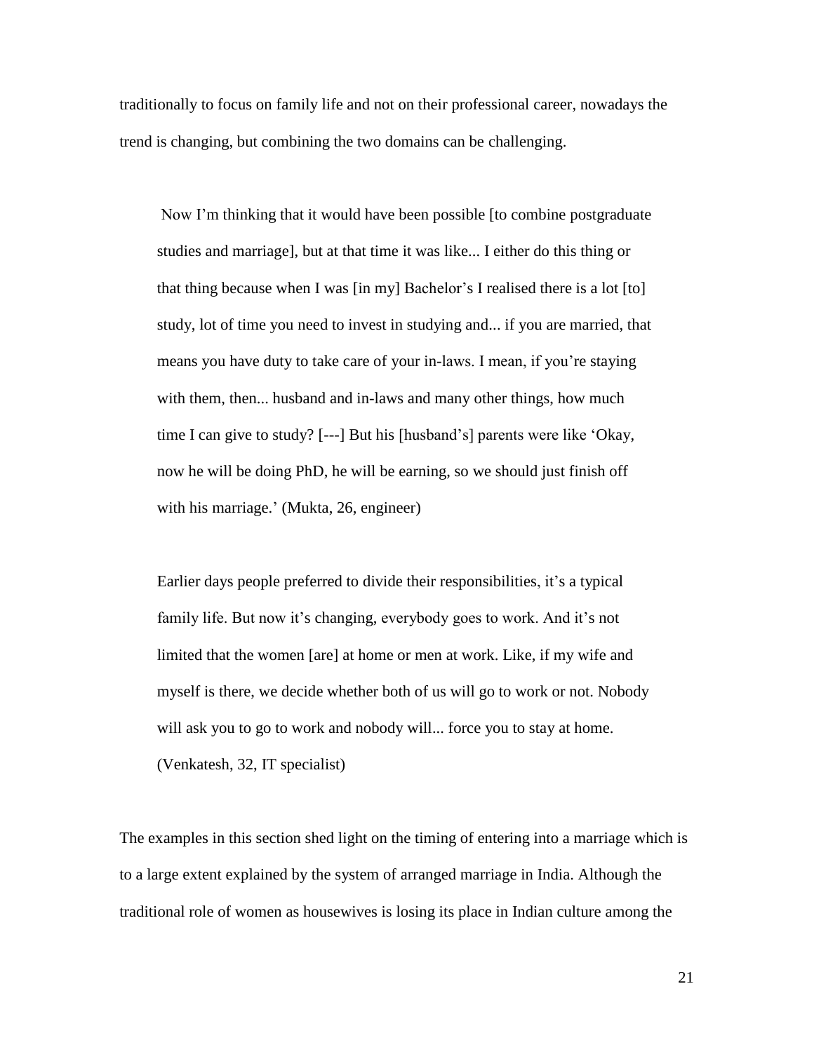traditionally to focus on family life and not on their professional career, nowadays the trend is changing, but combining the two domains can be challenging.

> Now I'm thinking that it would have been possible [to combine postgraduate studies and marriage], but at that time it was like... I either do this thing or that thing because when I was [in my] Bachelor's I realised there is a lot [to] study, lot of time you need to invest in studying and... if you are married, that means you have duty to take care of your in-laws. I mean, if you're staying with them, then... husband and in-laws and many other things, how much time I can give to study? [---] But his [husband's] parents were like 'Okay, now he will be doing PhD, he will be earning, so we should just finish off with his marriage.' (Mukta, 26, engineer)

> Earlier days people preferred to divide their responsibilities, it's a typical family life. But now it's changing, everybody goes to work. And it's not limited that the women [are] at home or men at work. Like, if my wife and myself is there, we decide whether both of us will go to work or not. Nobody will ask you to go to work and nobody will... force you to stay at home. (Venkatesh, 32, IT specialist)

The examples in this section shed light on the timing of entering into a marriage which is to a large extent explained by the system of arranged marriage in India. Although the traditional role of women as housewives is losing its place in Indian culture among the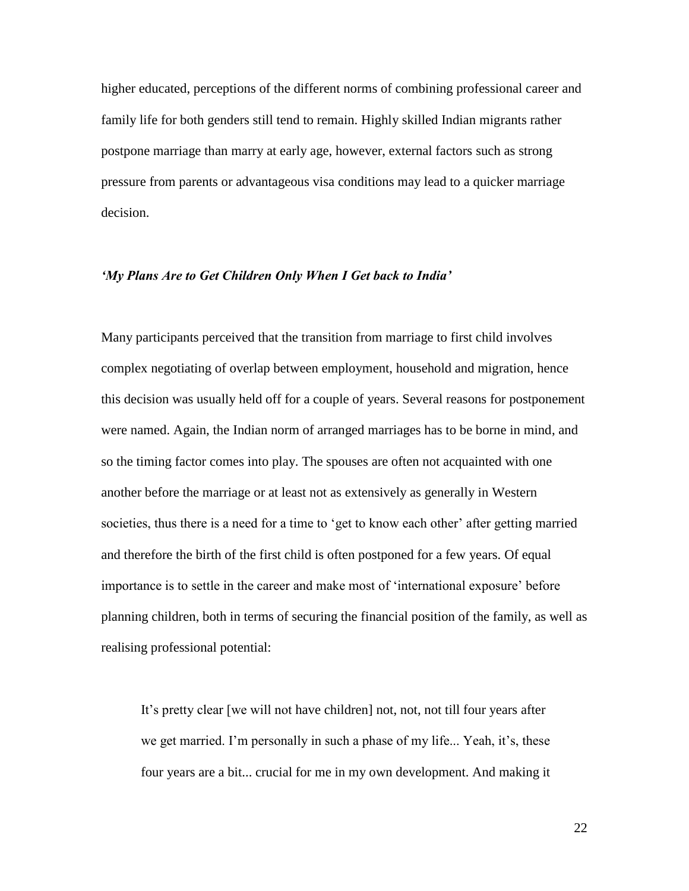higher educated, perceptions of the different norms of combining professional career and family life for both genders still tend to remain. Highly skilled Indian migrants rather postpone marriage than marry at early age, however, external factors such as strong pressure from parents or advantageous visa conditions may lead to a quicker marriage decision.

### *'My Plans Are to Get Children Only When I Get back to India'*

Many participants perceived that the transition from marriage to first child involves complex negotiating of overlap between employment, household and migration, hence this decision was usually held off for a couple of years. Several reasons for postponement were named. Again, the Indian norm of arranged marriages has to be borne in mind, and so the timing factor comes into play. The spouses are often not acquainted with one another before the marriage or at least not as extensively as generally in Western societies, thus there is a need for a time to 'get to know each other' after getting married and therefore the birth of the first child is often postponed for a few years. Of equal importance is to settle in the career and make most of 'international exposure' before planning children, both in terms of securing the financial position of the family, as well as realising professional potential:

> It's pretty clear [we will not have children] not, not, not till four years after we get married. I'm personally in such a phase of my life... Yeah, it's, these four years are a bit... crucial for me in my own development. And making it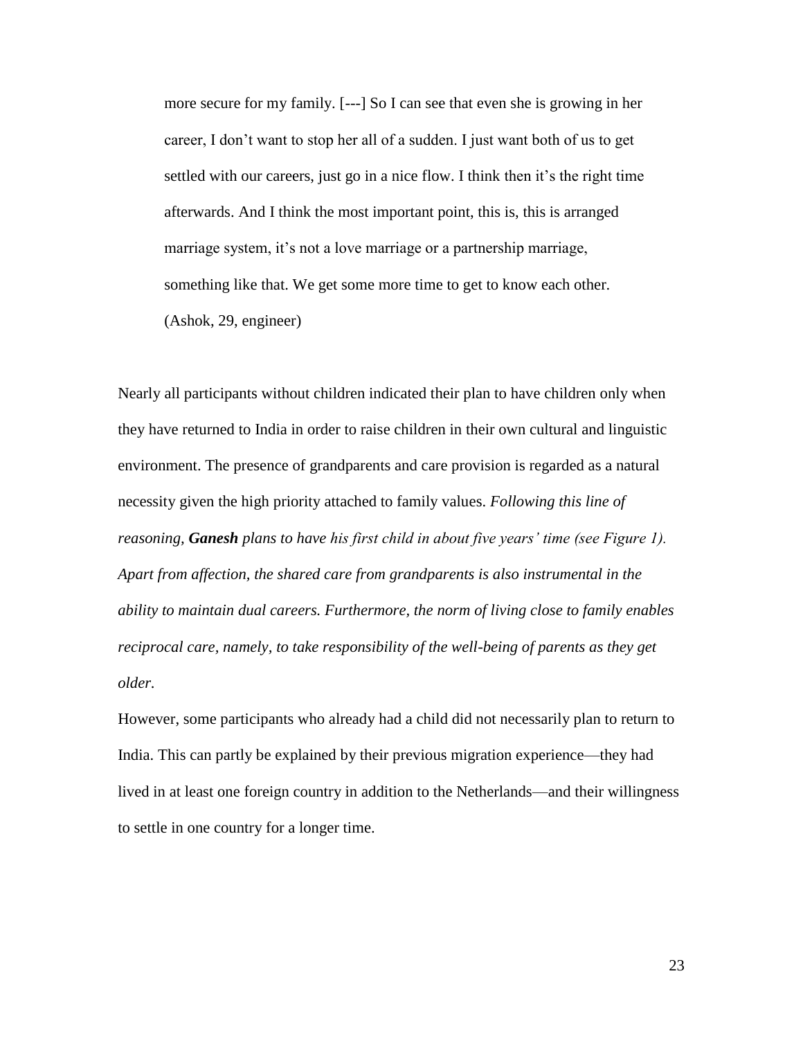> more secure for my family. [---] So I can see that even she is growing in her career, I don't want to stop her all of a sudden. I just want both of us to get settled with our careers, just go in a nice flow. I think then it's the right time afterwards. And I think the most important point, this is, this is arranged marriage system, it's not a love marriage or a partnership marriage, something like that. We get some more time to get to know each other. (Ashok, 29, engineer)

Nearly all participants without children indicated their plan to have children only when they have returned to India in order to raise children in their own cultural and linguistic environment. The presence of grandparents and care provision is regarded as a natural necessity given the high priority attached to family values. *Following this line of reasoning, **Ganesh** plans to have his first child in about five years' time (see Figure 1). Apart from affection, the shared care from grandparents is also instrumental in the ability to maintain dual careers. Furthermore, the norm of living close to family enables reciprocal care, namely, to take responsibility of the well-being of parents as they get older.*

However, some participants who already had a child did not necessarily plan to return to India. This can partly be explained by their previous migration experience—they had lived in at least one foreign country in addition to the Netherlands—and their willingness to settle in one country for a longer time.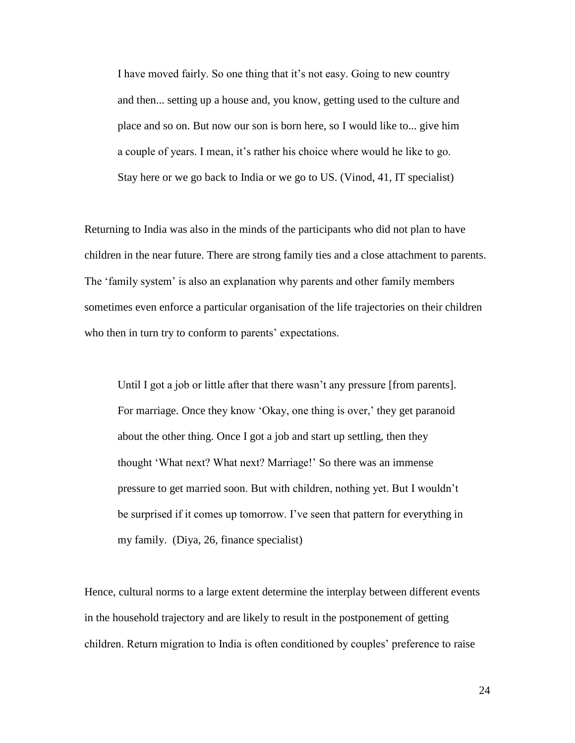> I have moved fairly. So one thing that it's not easy. Going to new country and then... setting up a house and, you know, getting used to the culture and place and so on. But now our son is born here, so I would like to... give him a couple of years. I mean, it's rather his choice where would he like to go. Stay here or we go back to India or we go to US. (Vinod, 41, IT specialist)

Returning to India was also in the minds of the participants who did not plan to have children in the near future. There are strong family ties and a close attachment to parents. The 'family system' is also an explanation why parents and other family members sometimes even enforce a particular organisation of the life trajectories on their children who then in turn try to conform to parents' expectations.

> Until I got a job or little after that there wasn't any pressure [from parents]. For marriage. Once they know 'Okay, one thing is over,' they get paranoid about the other thing. Once I got a job and start up settling, then they thought 'What next? What next? Marriage!' So there was an immense pressure to get married soon. But with children, nothing yet. But I wouldn't be surprised if it comes up tomorrow. I've seen that pattern for everything in my family. (Diya, 26, finance specialist)

Hence, cultural norms to a large extent determine the interplay between different events in the household trajectory and are likely to result in the postponement of getting children. Return migration to India is often conditioned by couples' preference to raise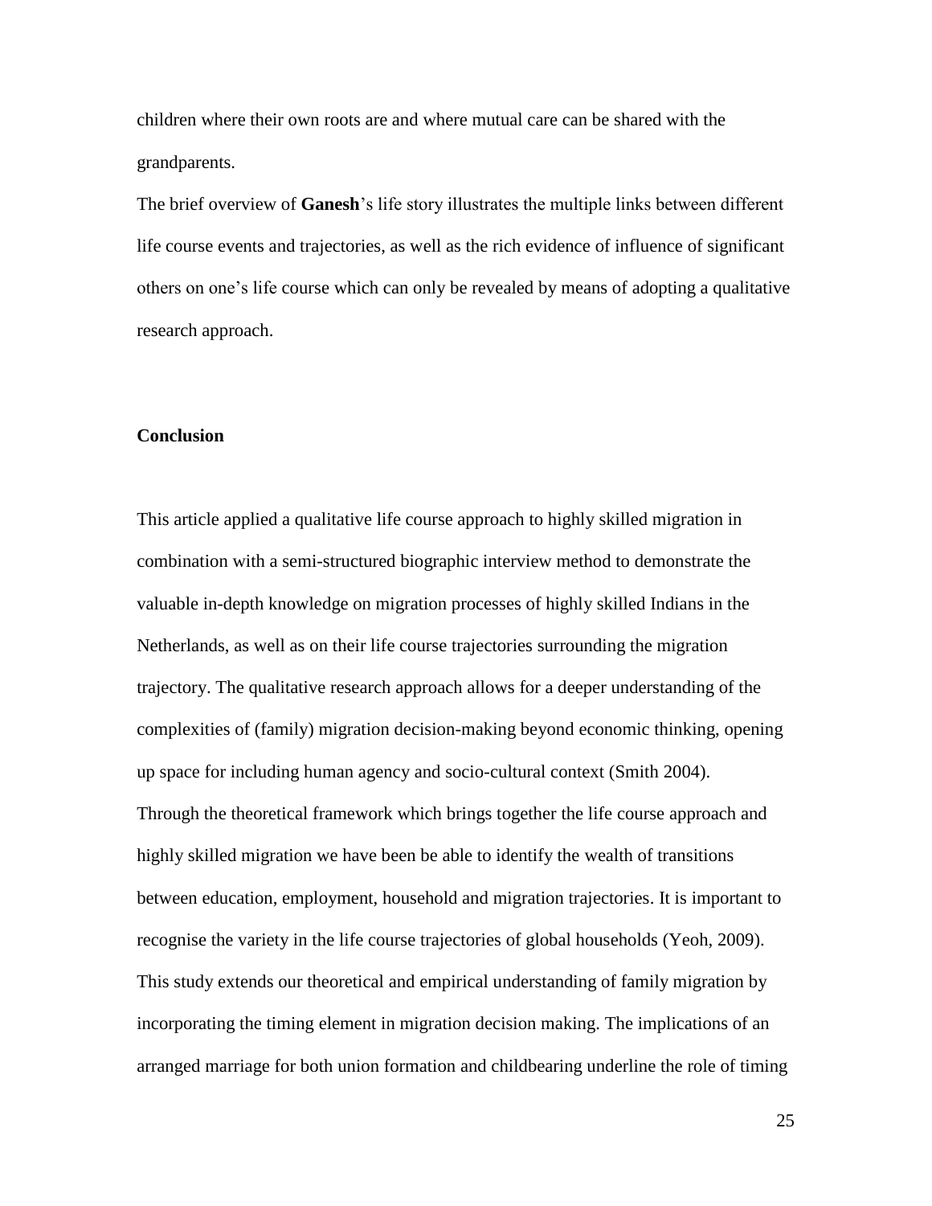children where their own roots are and where mutual care can be shared with the grandparents.

The brief overview of **Ganesh**'s life story illustrates the multiple links between different life course events and trajectories, as well as the rich evidence of influence of significant others on one's life course which can only be revealed by means of adopting a qualitative research approach.

## Conclusion

This article applied a qualitative life course approach to highly skilled migration in combination with a semi-structured biographic interview method to demonstrate the valuable in-depth knowledge on migration processes of highly skilled Indians in the Netherlands, as well as on their life course trajectories surrounding the migration trajectory. The qualitative research approach allows for a deeper understanding of the complexities of (family) migration decision-making beyond economic thinking, opening up space for including human agency and socio-cultural context (Smith 2004). Through the theoretical framework which brings together the life course approach and highly skilled migration we have been be able to identify the wealth of transitions between education, employment, household and migration trajectories. It is important to recognise the variety in the life course trajectories of global households (Yeoh, 2009). This study extends our theoretical and empirical understanding of family migration by incorporating the timing element in migration decision making. The implications of an arranged marriage for both union formation and childbearing underline the role of timing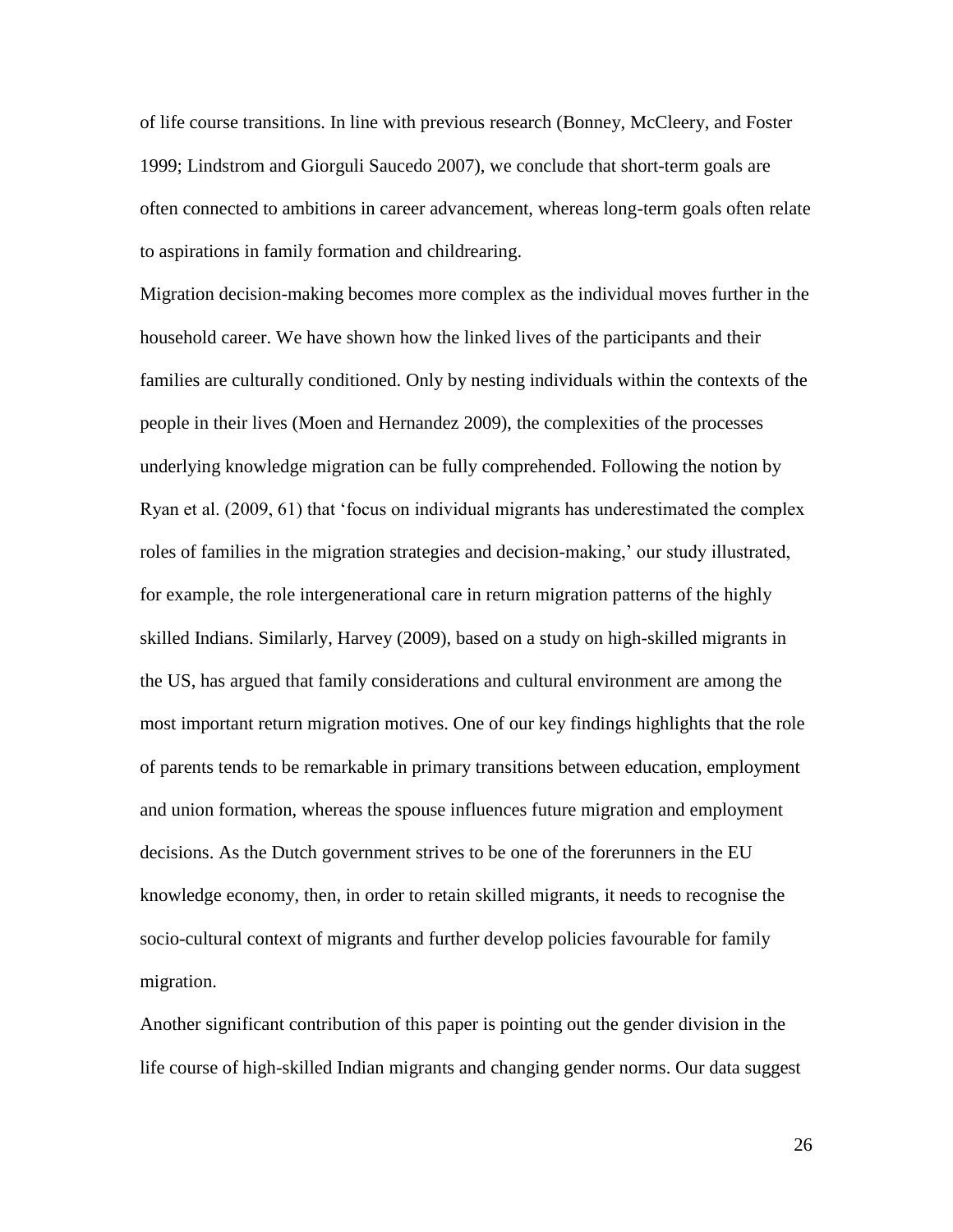of life course transitions. In line with previous research (Bonney, McCleery, and Foster 1999; Lindstrom and Giorguli Saucedo 2007), we conclude that short-term goals are often connected to ambitions in career advancement, whereas long-term goals often relate to aspirations in family formation and childrearing.

Migration decision-making becomes more complex as the individual moves further in the household career. We have shown how the linked lives of the participants and their families are culturally conditioned. Only by nesting individuals within the contexts of the people in their lives (Moen and Hernandez 2009), the complexities of the processes underlying knowledge migration can be fully comprehended. Following the notion by Ryan et al. (2009, 61) that 'focus on individual migrants has underestimated the complex roles of families in the migration strategies and decision-making,' our study illustrated, for example, the role intergenerational care in return migration patterns of the highly skilled Indians. Similarly, Harvey (2009), based on a study on high-skilled migrants in the US, has argued that family considerations and cultural environment are among the most important return migration motives. One of our key findings highlights that the role of parents tends to be remarkable in primary transitions between education, employment and union formation, whereas the spouse influences future migration and employment decisions. As the Dutch government strives to be one of the forerunners in the EU knowledge economy, then, in order to retain skilled migrants, it needs to recognise the socio-cultural context of migrants and further develop policies favourable for family migration.

Another significant contribution of this paper is pointing out the gender division in the life course of high-skilled Indian migrants and changing gender norms. Our data suggest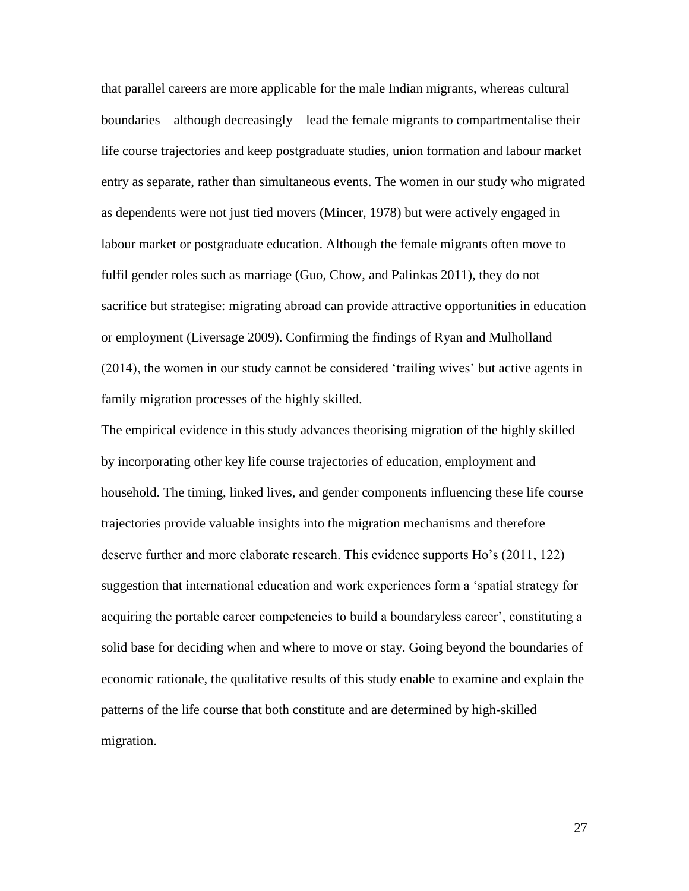that parallel careers are more applicable for the male Indian migrants, whereas cultural boundaries – although decreasingly – lead the female migrants to compartmentalise their life course trajectories and keep postgraduate studies, union formation and labour market entry as separate, rather than simultaneous events. The women in our study who migrated as dependents were not just tied movers (Mincer, 1978) but were actively engaged in labour market or postgraduate education. Although the female migrants often move to fulfil gender roles such as marriage (Guo, Chow, and Palinkas 2011), they do not sacrifice but strategise: migrating abroad can provide attractive opportunities in education or employment (Liversage 2009). Confirming the findings of Ryan and Mulholland (2014), the women in our study cannot be considered 'trailing wives' but active agents in family migration processes of the highly skilled.

The empirical evidence in this study advances theorising migration of the highly skilled by incorporating other key life course trajectories of education, employment and household. The timing, linked lives, and gender components influencing these life course trajectories provide valuable insights into the migration mechanisms and therefore deserve further and more elaborate research. This evidence supports Ho's (2011, 122) suggestion that international education and work experiences form a 'spatial strategy for acquiring the portable career competencies to build a boundaryless career', constituting a solid base for deciding when and where to move or stay. Going beyond the boundaries of economic rationale, the qualitative results of this study enable to examine and explain the patterns of the life course that both constitute and are determined by high-skilled migration.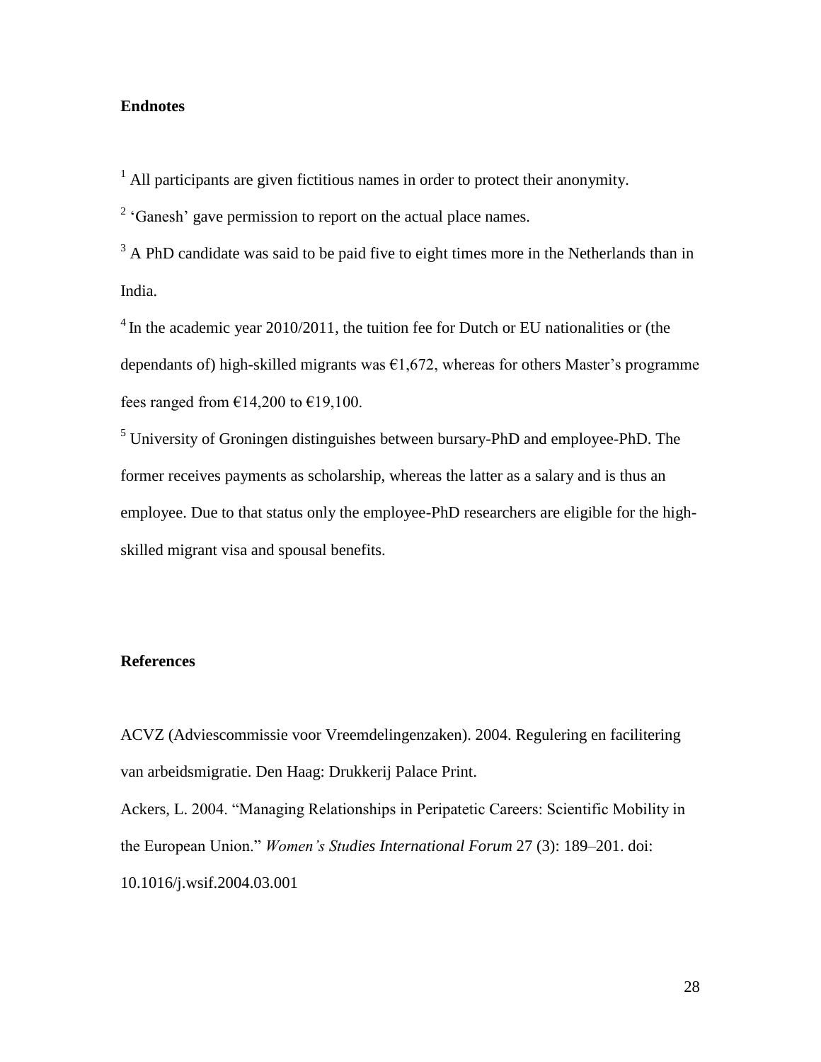## Endnotes

[1] All participants are given fictitious names in order to protect their anonymity.

[2] 'Ganesh' gave permission to report on the actual place names.

[3] A PhD candidate was said to be paid five to eight times more in the Netherlands than in India.

[4] In the academic year 2010/2011, the tuition fee for Dutch or EU nationalities or (the dependants of) high-skilled migrants was €1,672, whereas for others Master's programme fees ranged from €14,200 to €19,100.

[5] University of Groningen distinguishes between bursary-PhD and employee-PhD. The former receives payments as scholarship, whereas the latter as a salary and is thus an employee. Due to that status only the employee-PhD researchers are eligible for the high-skilled migrant visa and spousal benefits.

## References

ACVZ (Adviescommissie voor Vreemdelingenzaken). 2004. Regulering en facilitering van arbeidsmigratie. Den Haag: Drukkerij Palace Print.

Ackers, L. 2004. "Managing Relationships in Peripatetic Careers: Scientific Mobility in the European Union." *Women's Studies International Forum* 27 (3): 189–201. doi: 10.1016/j.wsif.2004.03.001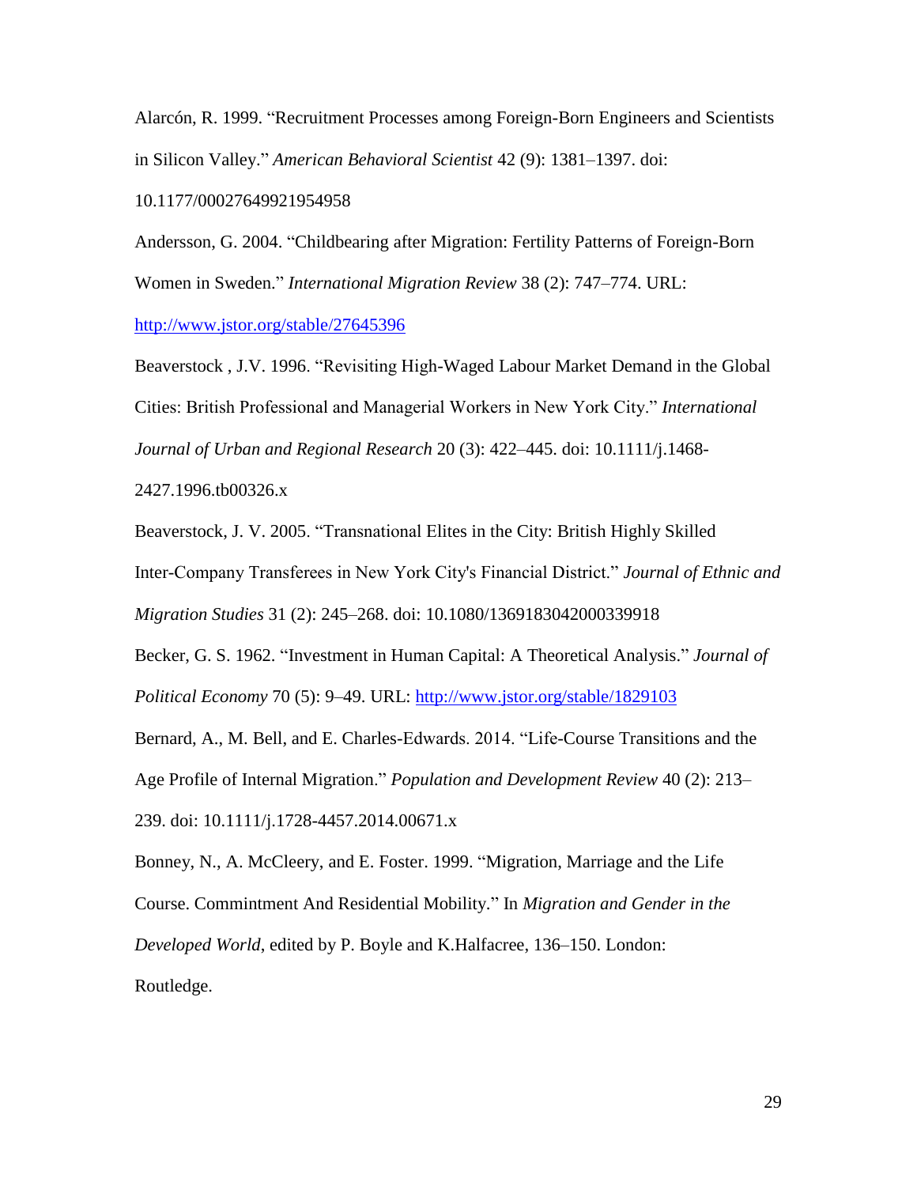Alarcón, R. 1999. "Recruitment Processes among Foreign-Born Engineers and Scientists in Silicon Valley." *American Behavioral Scientist* 42 (9): 1381–1397. doi: 10.1177/00027649921954958

Andersson, G. 2004. "Childbearing after Migration: Fertility Patterns of Foreign-Born Women in Sweden." *International Migration Review* 38 (2): 747–774. URL: http://www.jstor.org/stable/27645396

Beaverstock , J.V. 1996. "Revisiting High-Waged Labour Market Demand in the Global Cities: British Professional and Managerial Workers in New York City." *International Journal of Urban and Regional Research* 20 (3): 422–445. doi: 10.1111/j.1468-2427.1996.tb00326.x

Beaverstock, J. V. 2005. "Transnational Elites in the City: British Highly Skilled Inter-Company Transferees in New York City's Financial District." *Journal of Ethnic and Migration Studies* 31 (2): 245–268. doi: 10.1080/1369183042000339918

Becker, G. S. 1962. "Investment in Human Capital: A Theoretical Analysis." *Journal of Political Economy* 70 (5): 9–49. URL: http://www.jstor.org/stable/1829103

Bernard, A., M. Bell, and E. Charles-Edwards. 2014. "Life-Course Transitions and the Age Profile of Internal Migration." *Population and Development Review* 40 (2): 213–239. doi: 10.1111/j.1728-4457.2014.00671.x

Bonney, N., A. McCleery, and E. Foster. 1999. "Migration, Marriage and the Life Course. Commintment And Residential Mobility." In *Migration and Gender in the Developed World*, edited by P. Boyle and K.Halfacree, 136–150. London: Routledge.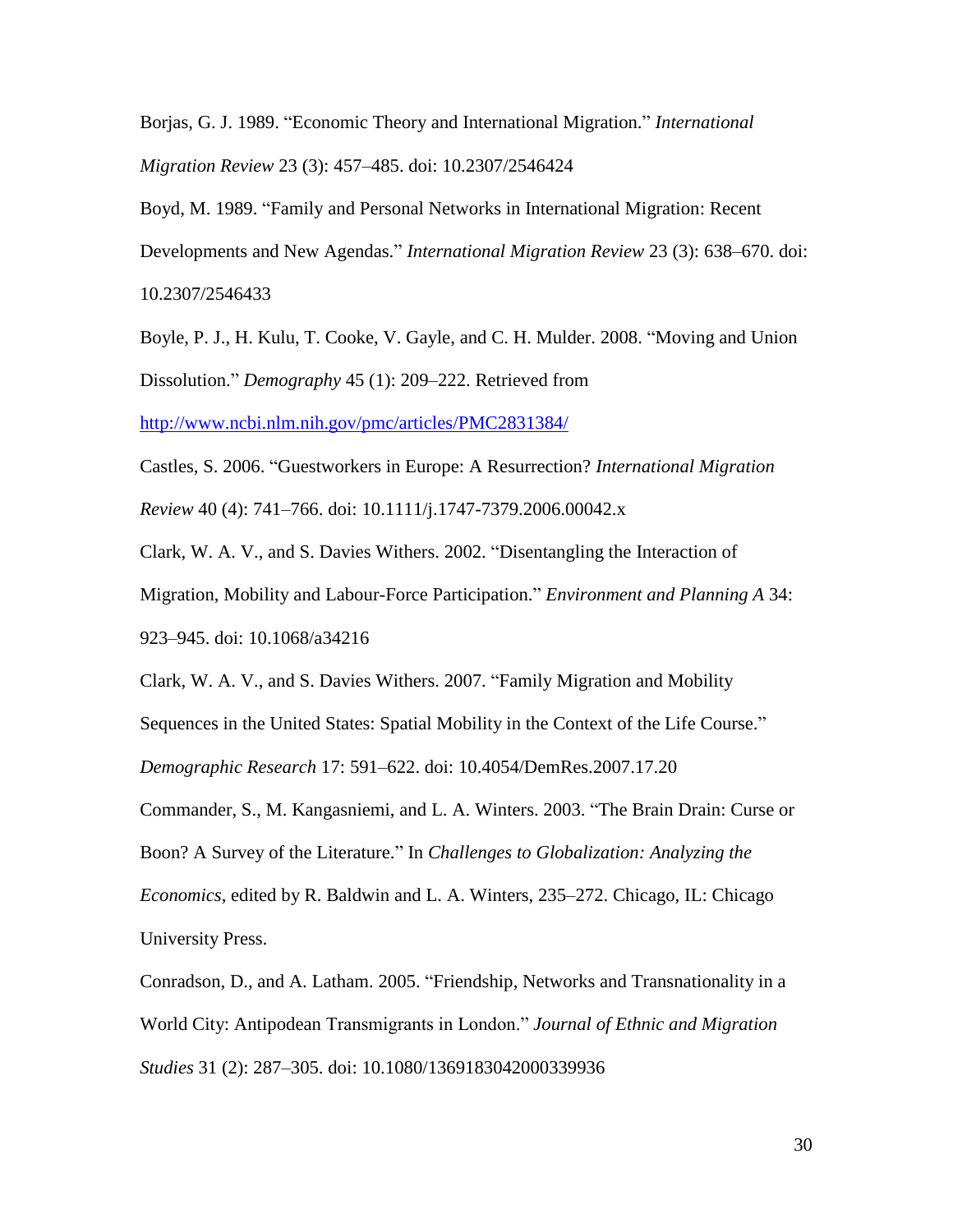Borjas, G. J. 1989. "Economic Theory and International Migration." *International Migration Review* 23 (3): 457–485. doi: 10.2307/2546424

Boyd, M. 1989. "Family and Personal Networks in International Migration: Recent Developments and New Agendas." *International Migration Review* 23 (3): 638–670. doi: 10.2307/2546433

Boyle, P. J., H. Kulu, T. Cooke, V. Gayle, and C. H. Mulder. 2008. "Moving and Union Dissolution." *Demography* 45 (1): 209–222. Retrieved from http://www.ncbi.nlm.nih.gov/pmc/articles/PMC2831384/

Castles, S. 2006. "Guestworkers in Europe: A Resurrection? *International Migration Review* 40 (4): 741–766. doi: 10.1111/j.1747-7379.2006.00042.x

Clark, W. A. V., and S. Davies Withers. 2002. "Disentangling the Interaction of Migration, Mobility and Labour-Force Participation." *Environment and Planning A* 34: 923–945. doi: 10.1068/a34216

Clark, W. A. V., and S. Davies Withers. 2007. "Family Migration and Mobility Sequences in the United States: Spatial Mobility in the Context of the Life Course." *Demographic Research* 17: 591–622. doi: 10.4054/DemRes.2007.17.20

Commander, S., M. Kangasniemi, and L. A. Winters. 2003. "The Brain Drain: Curse or Boon? A Survey of the Literature." In *Challenges to Globalization: Analyzing the Economics*, edited by R. Baldwin and L. A. Winters, 235–272. Chicago, IL: Chicago University Press.

Conradson, D., and A. Latham. 2005. "Friendship, Networks and Transnationality in a World City: Antipodean Transmigrants in London." *Journal of Ethnic and Migration Studies* 31 (2): 287–305. doi: 10.1080/1369183042000339936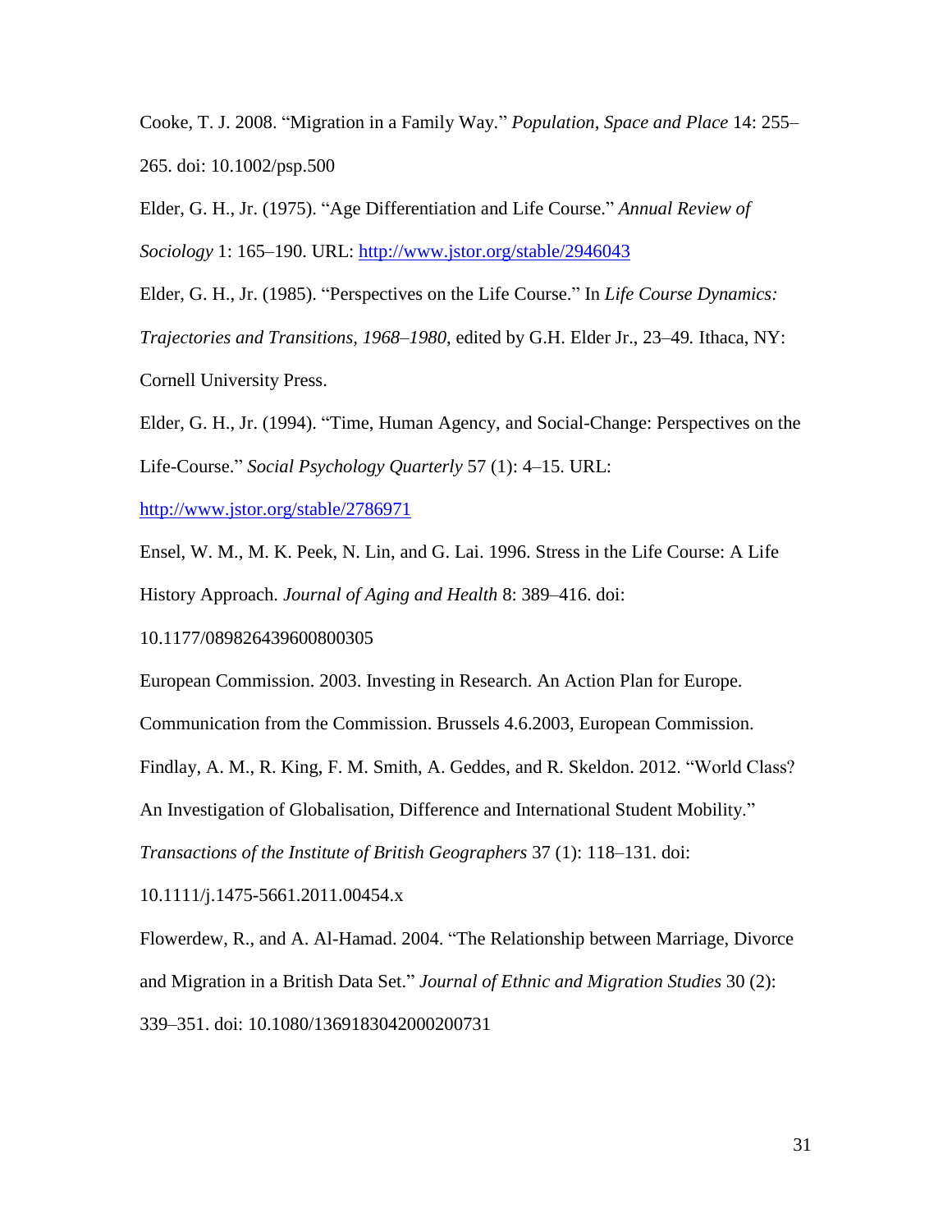Cooke, T. J. 2008. “Migration in a Family Way.” *Population, Space and Place* 14: 255–265. doi: 10.1002/psp.500

Elder, G. H., Jr. (1975). “Age Differentiation and Life Course.” *Annual Review of Sociology* 1: 165–190. URL: http://www.jstor.org/stable/2946043

Elder, G. H., Jr. (1985). “Perspectives on the Life Course.” In *Life Course Dynamics: Trajectories and Transitions, 1968–1980*, edited by G.H. Elder Jr., 23–49. Ithaca, NY: Cornell University Press.

Elder, G. H., Jr. (1994). “Time, Human Agency, and Social-Change: Perspectives on the Life-Course.” *Social Psychology Quarterly* 57 (1): 4–15. URL: http://www.jstor.org/stable/2786971

Ensel, W. M., M. K. Peek, N. Lin, and G. Lai. 1996. Stress in the Life Course: A Life History Approach. *Journal of Aging and Health* 8: 389–416. doi: 10.1177/089826439600800305

European Commission. 2003. Investing in Research. An Action Plan for Europe. Communication from the Commission. Brussels 4.6.2003, European Commission.

Findlay, A. M., R. King, F. M. Smith, A. Geddes, and R. Skeldon. 2012. “World Class? An Investigation of Globalisation, Difference and International Student Mobility.” *Transactions of the Institute of British Geographers* 37 (1): 118–131. doi: 10.1111/j.1475-5661.2011.00454.x

Flowerdew, R., and A. Al-Hamad. 2004. “The Relationship between Marriage, Divorce and Migration in a British Data Set.” *Journal of Ethnic and Migration Studies* 30 (2): 339–351. doi: 10.1080/1369183042000200731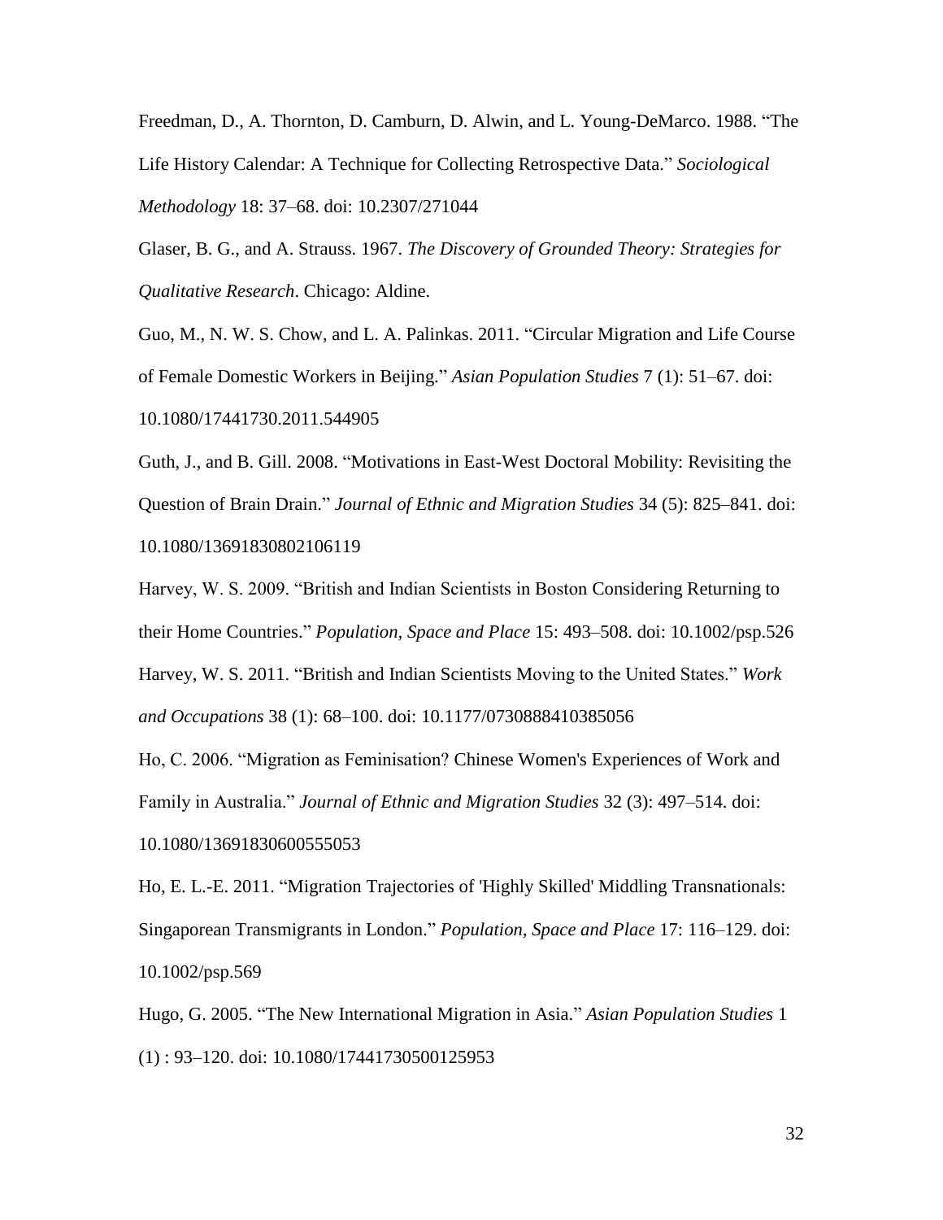Freedman, D., A. Thornton, D. Camburn, D. Alwin, and L. Young-DeMarco. 1988. "The Life History Calendar: A Technique for Collecting Retrospective Data." *Sociological Methodology* 18: 37–68. doi: 10.2307/271044

Glaser, B. G., and A. Strauss. 1967. *The Discovery of Grounded Theory: Strategies for Qualitative Research*. Chicago: Aldine.

Guo, M., N. W. S. Chow, and L. A. Palinkas. 2011. "Circular Migration and Life Course of Female Domestic Workers in Beijing." *Asian Population Studies* 7 (1): 51–67. doi: 10.1080/17441730.2011.544905

Guth, J., and B. Gill. 2008. "Motivations in East-West Doctoral Mobility: Revisiting the Question of Brain Drain." *Journal of Ethnic and Migration Studies* 34 (5): 825–841. doi: 10.1080/13691830802106119

Harvey, W. S. 2009. "British and Indian Scientists in Boston Considering Returning to their Home Countries." *Population, Space and Place* 15: 493–508. doi: 10.1002/psp.526

Harvey, W. S. 2011. "British and Indian Scientists Moving to the United States." *Work and Occupations* 38 (1): 68–100. doi: 10.1177/0730888410385056

Ho, C. 2006. "Migration as Feminisation? Chinese Women's Experiences of Work and Family in Australia." *Journal of Ethnic and Migration Studies* 32 (3): 497–514. doi: 10.1080/13691830600555053

Ho, E. L.-E. 2011. "Migration Trajectories of 'Highly Skilled' Middling Transnationals: Singaporean Transmigrants in London." *Population, Space and Place* 17: 116–129. doi: 10.1002/psp.569

Hugo, G. 2005. "The New International Migration in Asia." *Asian Population Studies* 1 (1) : 93–120. doi: 10.1080/17441730500125953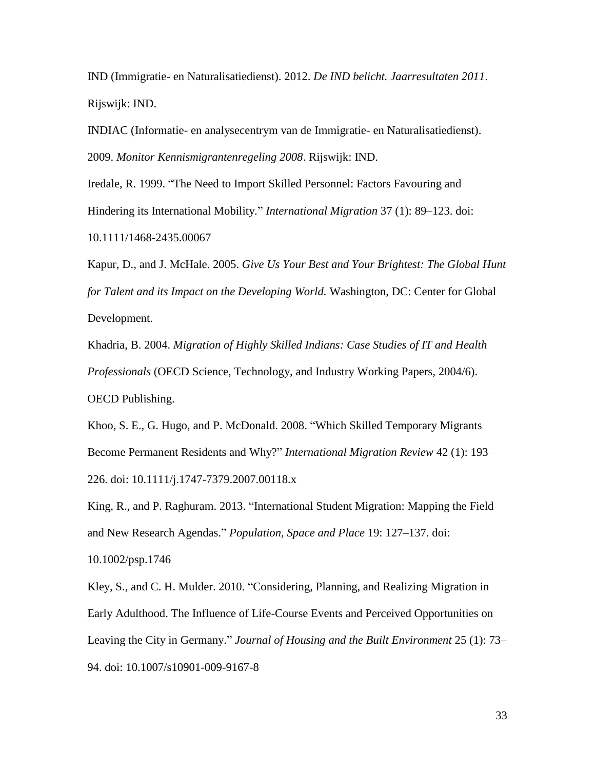IND (Immigratie- en Naturalisatiedienst). 2012. *De IND belicht. Jaarresultaten 2011*. Rijswijk: IND.

INDIAC (Informatie- en analysecentrym van de Immigratie- en Naturalisatiedienst). 2009. *Monitor Kennismigrantenregeling 2008*. Rijswijk: IND.

Iredale, R. 1999. "The Need to Import Skilled Personnel: Factors Favouring and Hindering its International Mobility." *International Migration* 37 (1): 89–123. doi: 10.1111/1468-2435.00067

Kapur, D., and J. McHale. 2005. *Give Us Your Best and Your Brightest: The Global Hunt for Talent and its Impact on the Developing World.* Washington, DC: Center for Global Development.

Khadria, B. 2004. *Migration of Highly Skilled Indians: Case Studies of IT and Health Professionals* (OECD Science, Technology, and Industry Working Papers, 2004/6). OECD Publishing.

Khoo, S. E., G. Hugo, and P. McDonald. 2008. "Which Skilled Temporary Migrants Become Permanent Residents and Why?" *International Migration Review* 42 (1): 193–226. doi: 10.1111/j.1747-7379.2007.00118.x

King, R., and P. Raghuram. 2013. "International Student Migration: Mapping the Field and New Research Agendas." *Population, Space and Place* 19: 127–137. doi: 10.1002/psp.1746

Kley, S., and C. H. Mulder. 2010. "Considering, Planning, and Realizing Migration in Early Adulthood. The Influence of Life-Course Events and Perceived Opportunities on Leaving the City in Germany." *Journal of Housing and the Built Environment* 25 (1): 73–94. doi: 10.1007/s10901-009-9167-8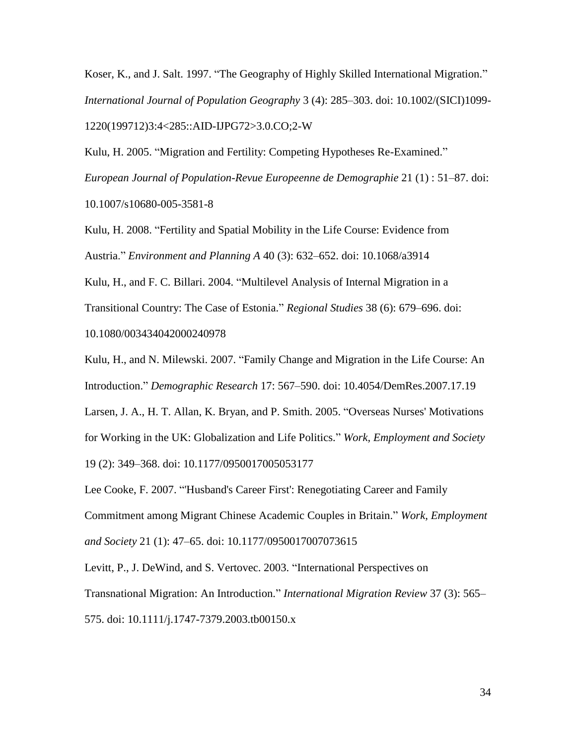Koser, K., and J. Salt. 1997. “The Geography of Highly Skilled International Migration.” *International Journal of Population Geography* 3 (4): 285–303. doi: 10.1002/(SICI)1099-1220(199712)3:4<285::AID-IJPG72>3.0.CO;2-W

Kulu, H. 2005. “Migration and Fertility: Competing Hypotheses Re-Examined.” *European Journal of Population-Revue Europeenne de Demographie* 21 (1) : 51–87. doi: 10.1007/s10680-005-3581-8

Kulu, H. 2008. “Fertility and Spatial Mobility in the Life Course: Evidence from Austria.” *Environment and Planning A* 40 (3): 632–652. doi: 10.1068/a3914

Kulu, H., and F. C. Billari. 2004. “Multilevel Analysis of Internal Migration in a Transitional Country: The Case of Estonia.” *Regional Studies* 38 (6): 679–696. doi: 10.1080/003434042000240978

Kulu, H., and N. Milewski. 2007. “Family Change and Migration in the Life Course: An Introduction.” *Demographic Research* 17: 567–590. doi: 10.4054/DemRes.2007.17.19

Larsen, J. A., H. T. Allan, K. Bryan, and P. Smith. 2005. “Overseas Nurses' Motivations for Working in the UK: Globalization and Life Politics.” *Work, Employment and Society* 19 (2): 349–368. doi: 10.1177/0950017005053177

Lee Cooke, F. 2007. “'Husband's Career First': Renegotiating Career and Family Commitment among Migrant Chinese Academic Couples in Britain.” *Work, Employment and Society* 21 (1): 47–65. doi: 10.1177/0950017007073615

Levitt, P., J. DeWind, and S. Vertovec. 2003. “International Perspectives on Transnational Migration: An Introduction.” *International Migration Review* 37 (3): 565–575. doi: 10.1111/j.1747-7379.2003.tb00150.x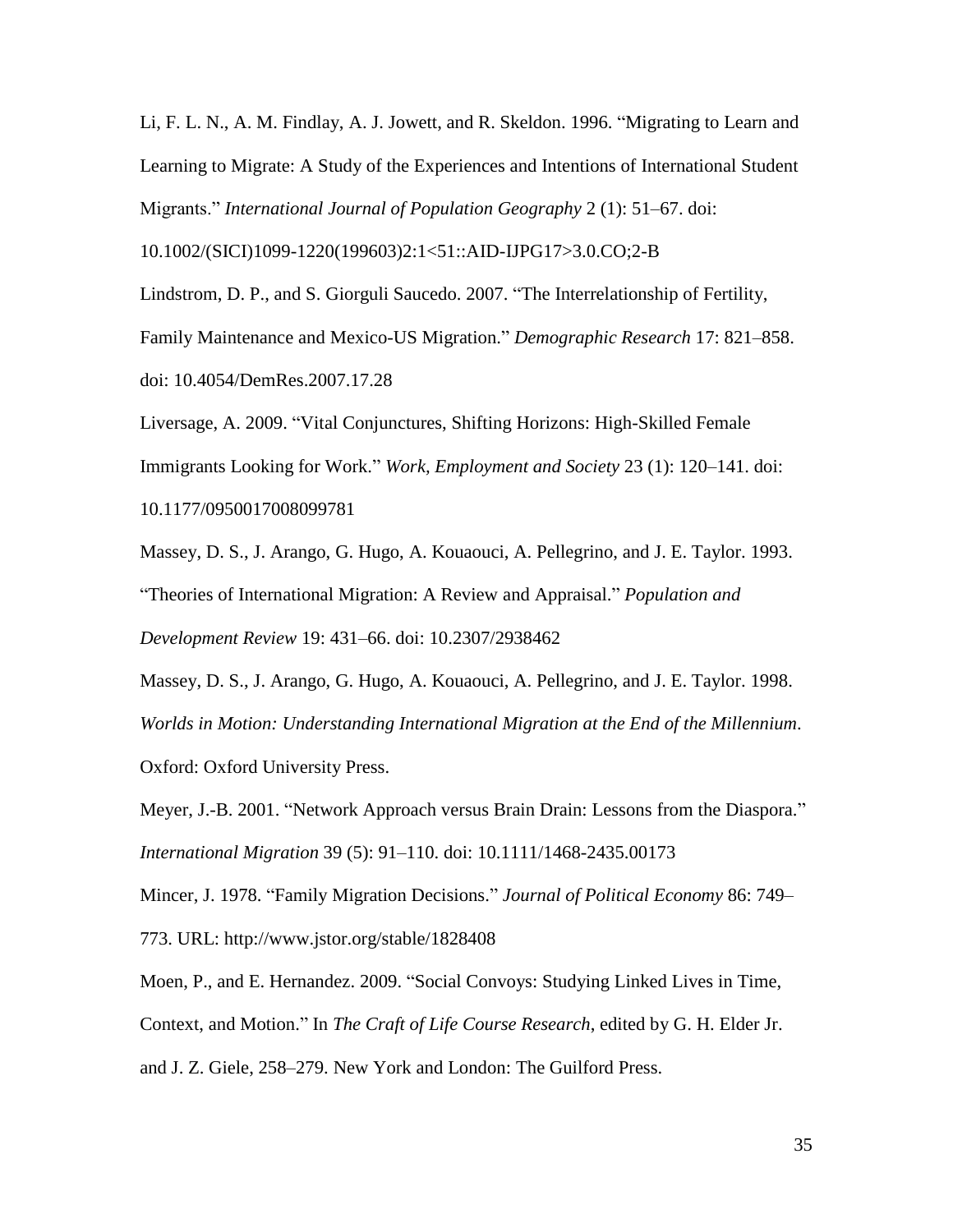Li, F. L. N., A. M. Findlay, A. J. Jowett, and R. Skeldon. 1996. "Migrating to Learn and Learning to Migrate: A Study of the Experiences and Intentions of International Student Migrants." *International Journal of Population Geography* 2 (1): 51–67. doi: 10.1002/(SICI)1099-1220(199603)2:1<51::AID-IJPG17>3.0.CO;2-B

Lindstrom, D. P., and S. Giorguli Saucedo. 2007. "The Interrelationship of Fertility, Family Maintenance and Mexico-US Migration." *Demographic Research* 17: 821–858. doi: 10.4054/DemRes.2007.17.28

Liversage, A. 2009. "Vital Conjunctures, Shifting Horizons: High-Skilled Female Immigrants Looking for Work." *Work, Employment and Society* 23 (1): 120–141. doi: 10.1177/0950017008099781

Massey, D. S., J. Arango, G. Hugo, A. Kouaouci, A. Pellegrino, and J. E. Taylor. 1993. "Theories of International Migration: A Review and Appraisal." *Population and Development Review* 19: 431–66. doi: 10.2307/2938462

Massey, D. S., J. Arango, G. Hugo, A. Kouaouci, A. Pellegrino, and J. E. Taylor. 1998. *Worlds in Motion: Understanding International Migration at the End of the Millennium*. Oxford: Oxford University Press.

Meyer, J.-B. 2001. "Network Approach versus Brain Drain: Lessons from the Diaspora." *International Migration* 39 (5): 91–110. doi: 10.1111/1468-2435.00173

Mincer, J. 1978. "Family Migration Decisions." *Journal of Political Economy* 86: 749–773. URL: http://www.jstor.org/stable/1828408

Moen, P., and E. Hernandez. 2009. "Social Convoys: Studying Linked Lives in Time, Context, and Motion." In *The Craft of Life Course Research*, edited by G. H. Elder Jr. and J. Z. Giele, 258–279. New York and London: The Guilford Press.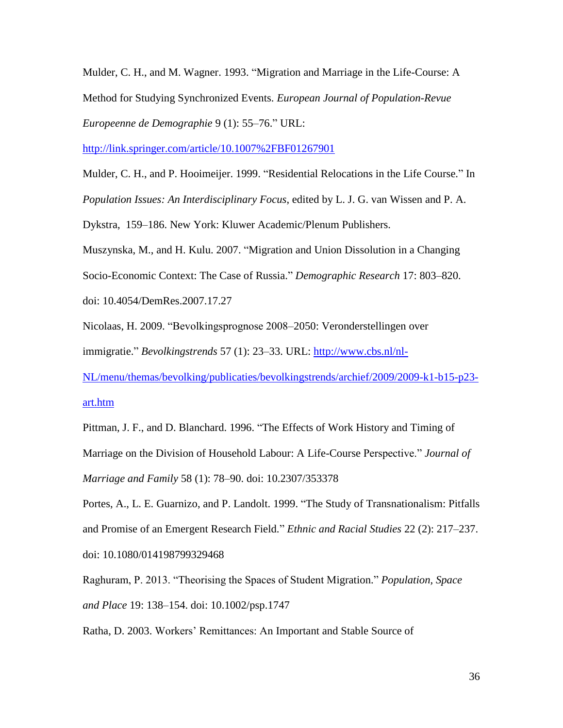Mulder, C. H., and M. Wagner. 1993. "Migration and Marriage in the Life-Course: A Method for Studying Synchronized Events. *European Journal of Population-Revue Europeenne de Demographie* 9 (1): 55–76." URL: http://link.springer.com/article/10.1007%2FBF01267901

Mulder, C. H., and P. Hooimeijer. 1999. "Residential Relocations in the Life Course." In *Population Issues: An Interdisciplinary Focus*, edited by L. J. G. van Wissen and P. A. Dykstra, 159–186. New York: Kluwer Academic/Plenum Publishers.

Muszynska, M., and H. Kulu. 2007. "Migration and Union Dissolution in a Changing Socio-Economic Context: The Case of Russia." *Demographic Research* 17: 803–820. doi: 10.4054/DemRes.2007.17.27

Nicolaas, H. 2009. "Bevolkingsprognose 2008–2050: Veronderstellingen over immigratie." *Bevolkingstrends* 57 (1): 23–33. URL: http://www.cbs.nl/nl-NL/menu/themas/bevolking/publicaties/bevolkingstrends/archief/2009/2009-k1-b15-p23-art.htm

Pittman, J. F., and D. Blanchard. 1996. "The Effects of Work History and Timing of Marriage on the Division of Household Labour: A Life-Course Perspective." *Journal of Marriage and Family* 58 (1): 78–90. doi: 10.2307/353378

Portes, A., L. E. Guarnizo, and P. Landolt. 1999. "The Study of Transnationalism: Pitfalls and Promise of an Emergent Research Field." *Ethnic and Racial Studies* 22 (2): 217–237. doi: 10.1080/014198799329468

Raghuram, P. 2013. "Theorising the Spaces of Student Migration." *Population, Space and Place* 19: 138–154. doi: 10.1002/psp.1747

Ratha, D. 2003. Workers' Remittances: An Important and Stable Source of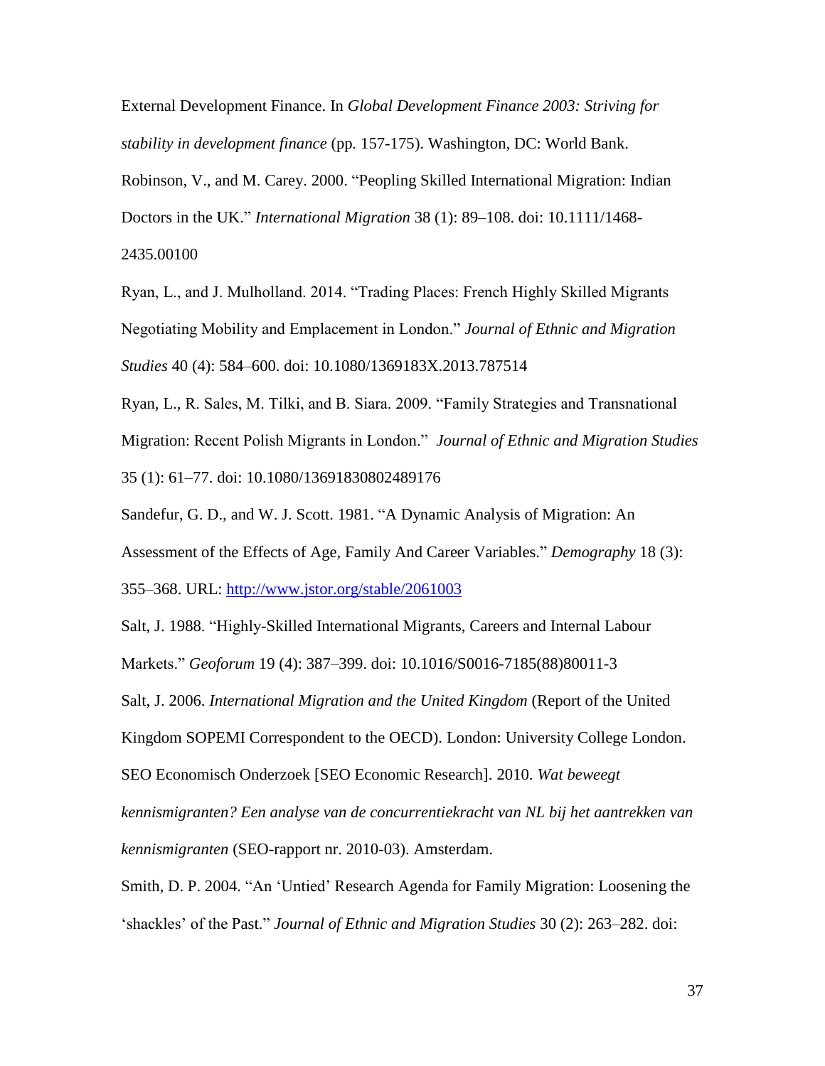External Development Finance. In *Global Development Finance 2003: Striving for stability in development finance* (pp. 157-175). Washington, DC: World Bank.

Robinson, V., and M. Carey. 2000. "Peopling Skilled International Migration: Indian Doctors in the UK." *International Migration* 38 (1): 89–108. doi: 10.1111/1468-2435.00100

Ryan, L., and J. Mulholland. 2014. "Trading Places: French Highly Skilled Migrants Negotiating Mobility and Emplacement in London." *Journal of Ethnic and Migration Studies* 40 (4): 584–600. doi: 10.1080/1369183X.2013.787514

Ryan, L., R. Sales, M. Tilki, and B. Siara. 2009. "Family Strategies and Transnational Migration: Recent Polish Migrants in London." *Journal of Ethnic and Migration Studies* 35 (1): 61–77. doi: 10.1080/13691830802489176

Sandefur, G. D., and W. J. Scott. 1981. "A Dynamic Analysis of Migration: An Assessment of the Effects of Age, Family And Career Variables." *Demography* 18 (3): 355–368. URL: http://www.jstor.org/stable/2061003

Salt, J. 1988. "Highly-Skilled International Migrants, Careers and Internal Labour Markets." *Geoforum* 19 (4): 387–399. doi: 10.1016/S0016-7185(88)80011-3

Salt, J. 2006. *International Migration and the United Kingdom* (Report of the United Kingdom SOPEMI Correspondent to the OECD). London: University College London.

SEO Economisch Onderzoek [SEO Economic Research]. 2010. *Wat beweegt kennismigranten? Een analyse van de concurrentiekracht van NL bij het aantrekken van kennismigranten* (SEO-rapport nr. 2010-03). Amsterdam.

Smith, D. P. 2004. "An 'Untied' Research Agenda for Family Migration: Loosening the 'shackles' of the Past." *Journal of Ethnic and Migration Studies* 30 (2): 263–282. doi: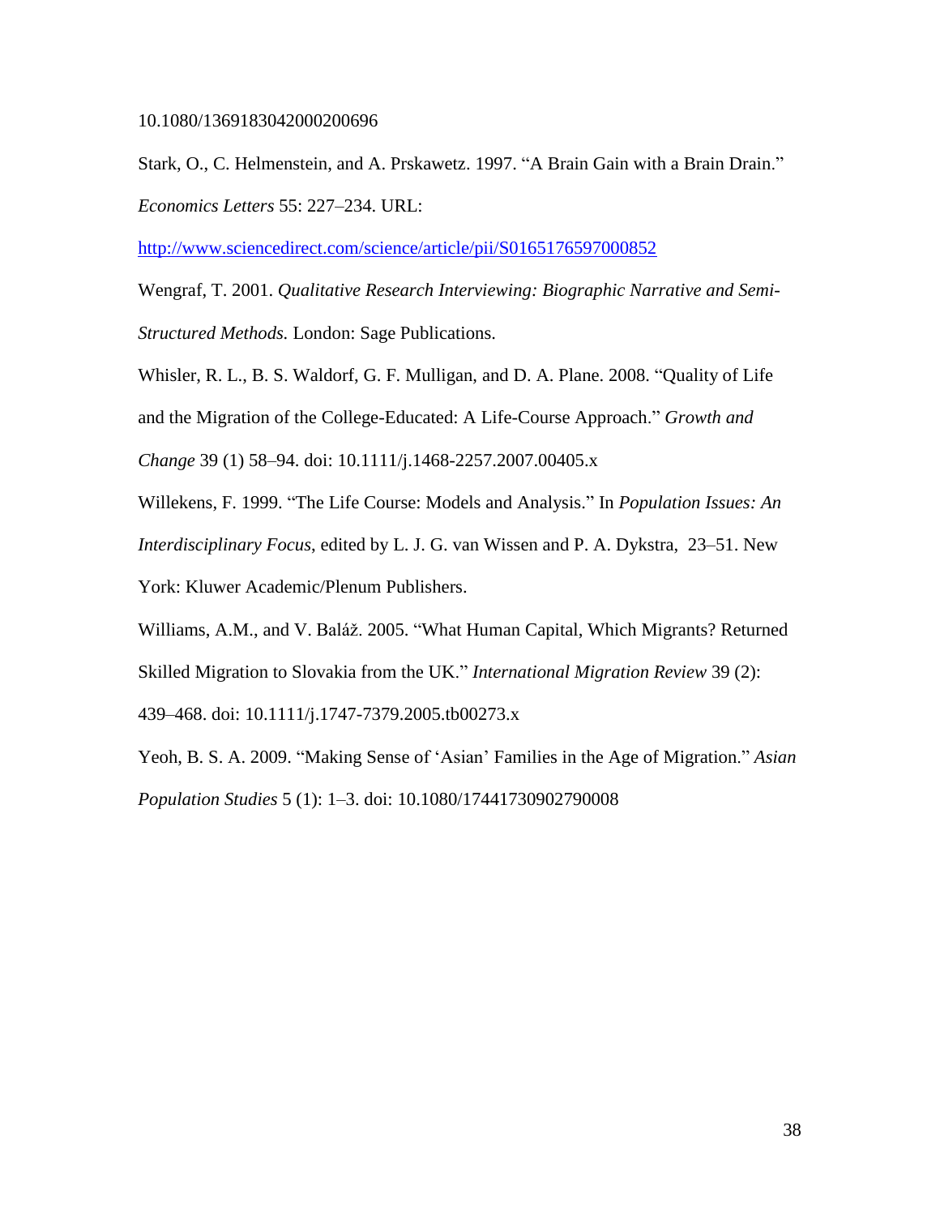10.1080/1369183042000200696

Stark, O., C. Helmenstein, and A. Prskawetz. 1997. "A Brain Gain with a Brain Drain." *Economics Letters* 55: 227–234. URL: http://www.sciencedirect.com/science/article/pii/S0165176597000852

Wengraf, T. 2001. *Qualitative Research Interviewing: Biographic Narrative and Semi-Structured Methods.* London: Sage Publications.

Whisler, R. L., B. S. Waldorf, G. F. Mulligan, and D. A. Plane. 2008. "Quality of Life and the Migration of the College-Educated: A Life-Course Approach." *Growth and Change* 39 (1) 58–94. doi: 10.1111/j.1468-2257.2007.00405.x

Willekens, F. 1999. "The Life Course: Models and Analysis." In *Population Issues: An Interdisciplinary Focus*, edited by L. J. G. van Wissen and P. A. Dykstra, 23–51. New York: Kluwer Academic/Plenum Publishers.

Williams, A.M., and V. Baláž. 2005. "What Human Capital, Which Migrants? Returned Skilled Migration to Slovakia from the UK." *International Migration Review* 39 (2): 439–468. doi: 10.1111/j.1747-7379.2005.tb00273.x

Yeoh, B. S. A. 2009. "Making Sense of 'Asian' Families in the Age of Migration." *Asian Population Studies* 5 (1): 1–3. doi: 10.1080/17441730902790008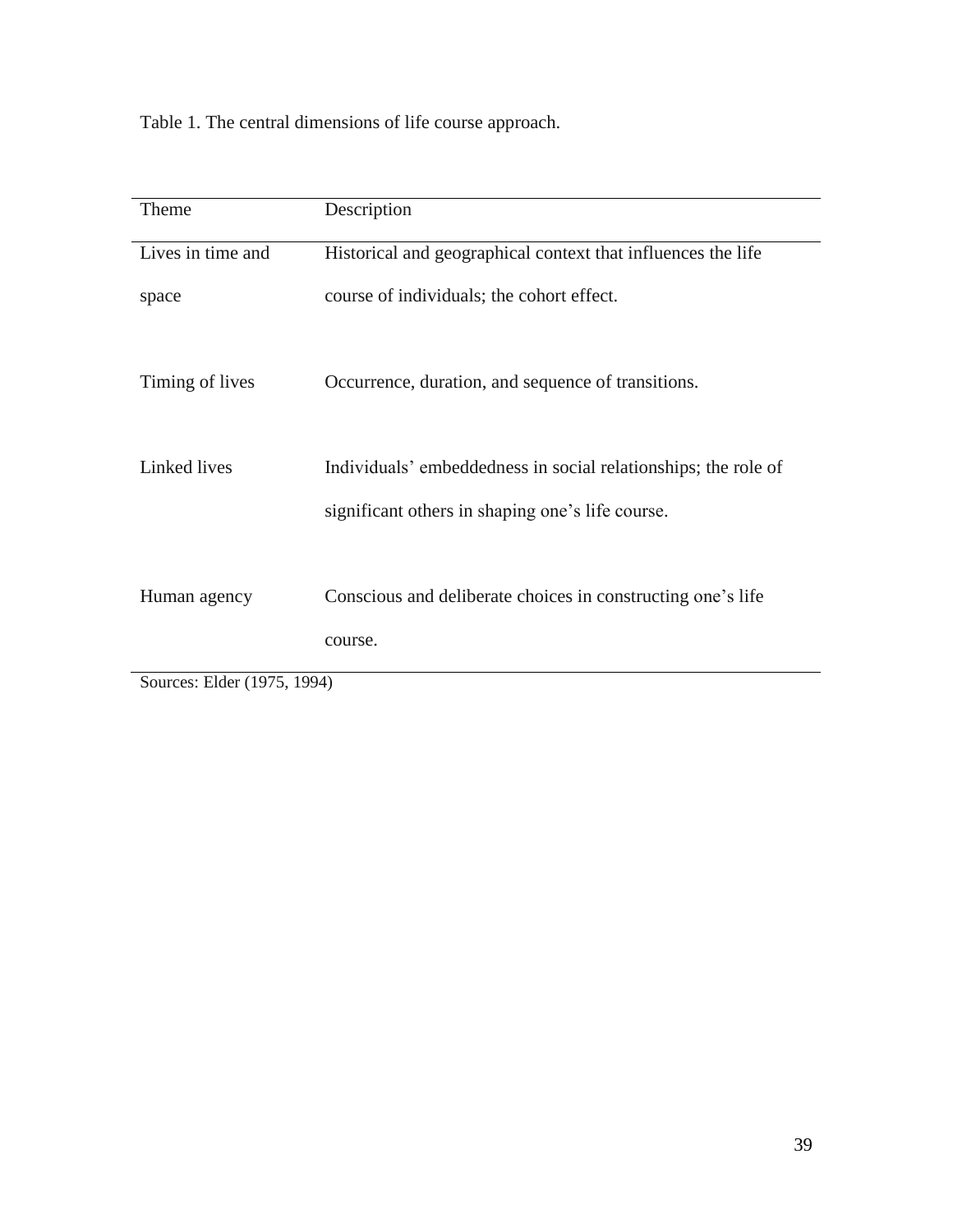Table 1. The central dimensions of life course approach.

| Theme | Description |
|---|---|
| Lives in time and space | Historical and geographical context that influences the life course of individuals; the cohort effect. |
| Timing of lives | Occurrence, duration, and sequence of transitions. |
| Linked lives | Individuals' embeddedness in social relationships; the role of significant others in shaping one's life course. |
| Human agency | Conscious and deliberate choices in constructing one's life course. |

Sources: Elder (1975, 1994)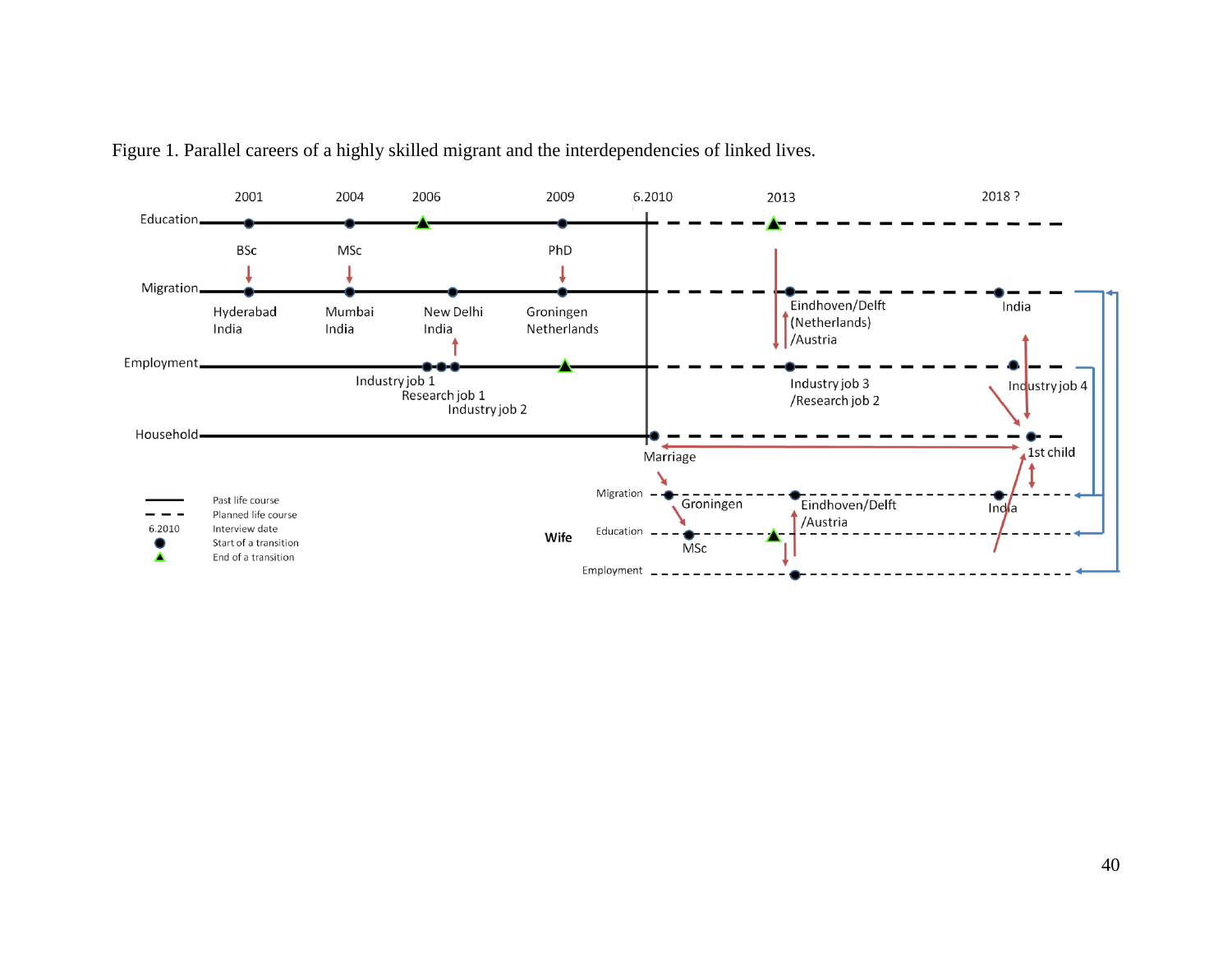Figure 1. Parallel careers of a highly skilled migrant and the interdependencies of linked lives.

2001
2004
2006
2009
6.2010
2013
2018 ?

Education

BSc
MSc
PhD

Migration

Hyderabad India
Mumbai India
New Delhi India
Groningen Netherlands
Eindhoven/Delft (Netherlands) /Austria
India

Employment

Industry job 1
Research job 1
Industry job 2
Industry job 3 /Research job 2
Industry job 4

Household

Marriage
1st child

Wife

Migration
Groningen
Eindhoven/Delft /Austria
India

Education
MSc

Employment

Past life course
Planned life course
6.2010 Interview date
Start of a transition
End of a transition